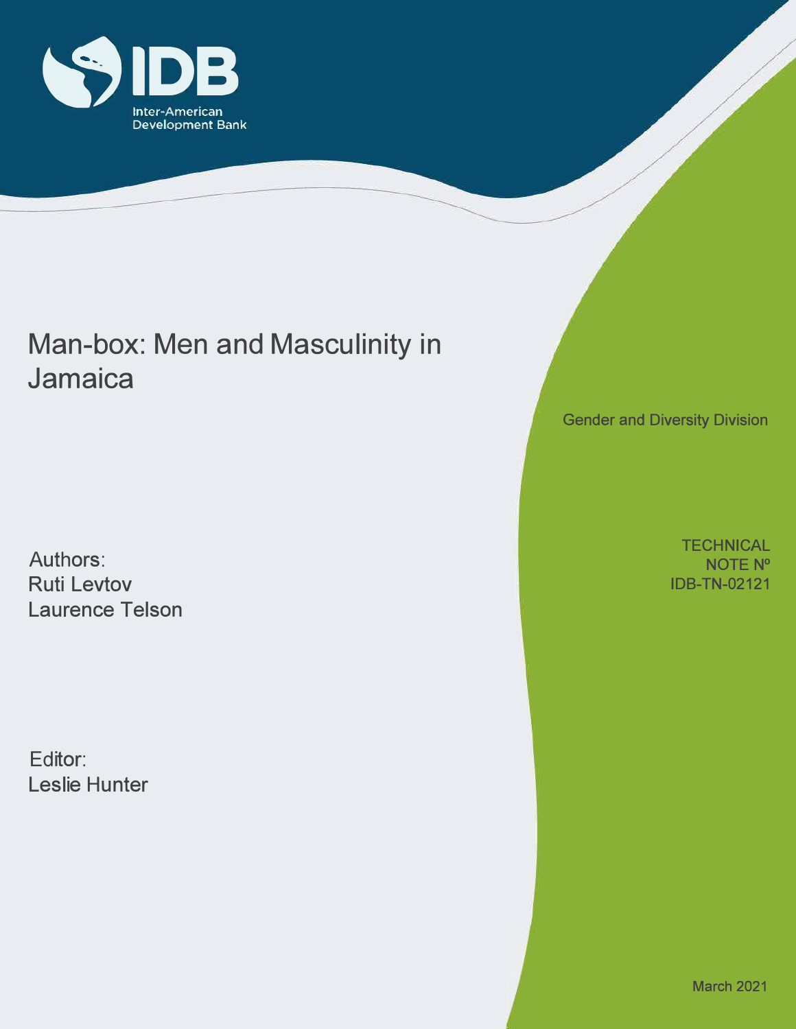Inter-American Development Bank

# Man-box: Men and Masculinity in Jamaica

Gender and Diversity Division

Authors:
Ruti Levtov
Laurence Telson

TECHNICAL NOTE Nº IDB-TN-02121

Editor:
Leslie Hunter

March 2021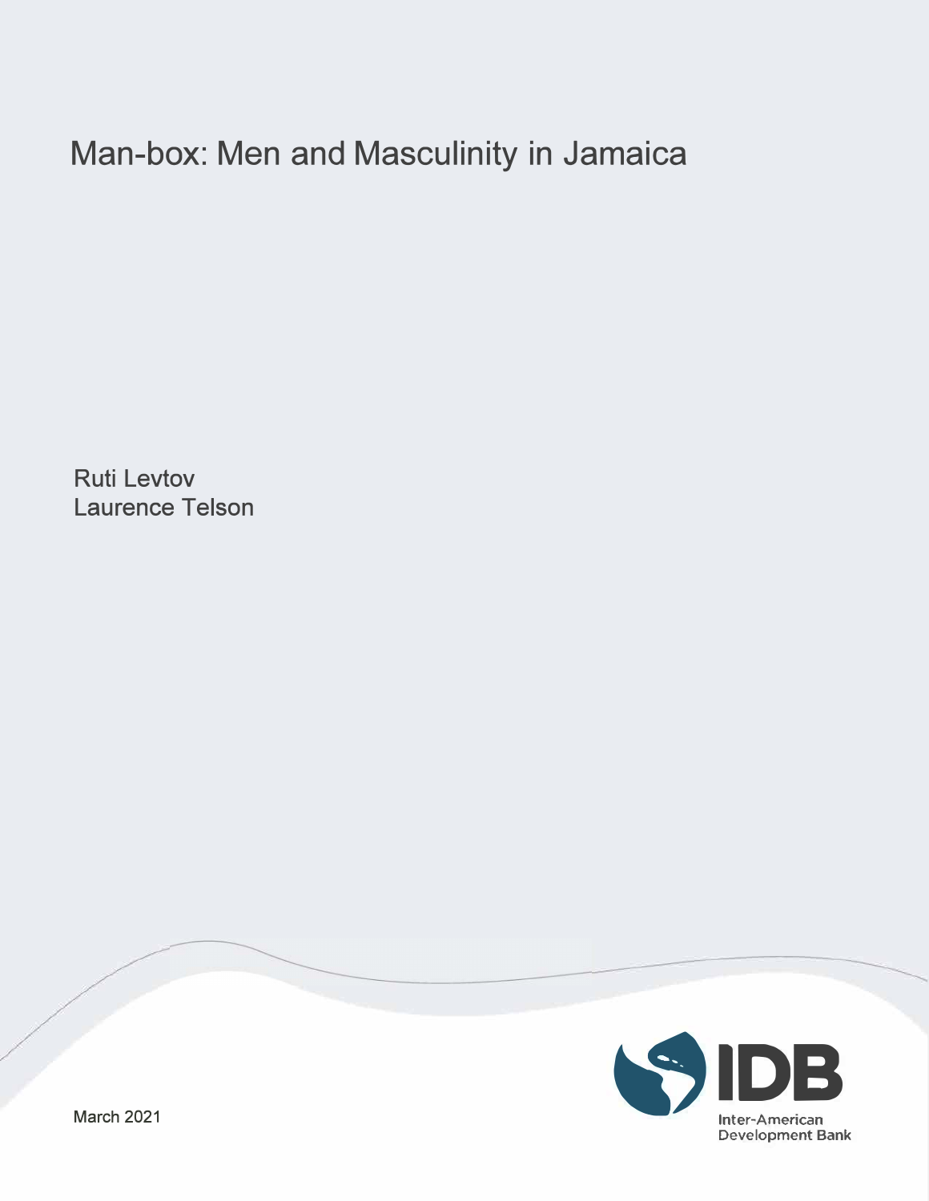# Man-box: Men and Masculinity in Jamaica

Ruti Levtov
Laurence Telson

March 2021

Inter-American Development Bank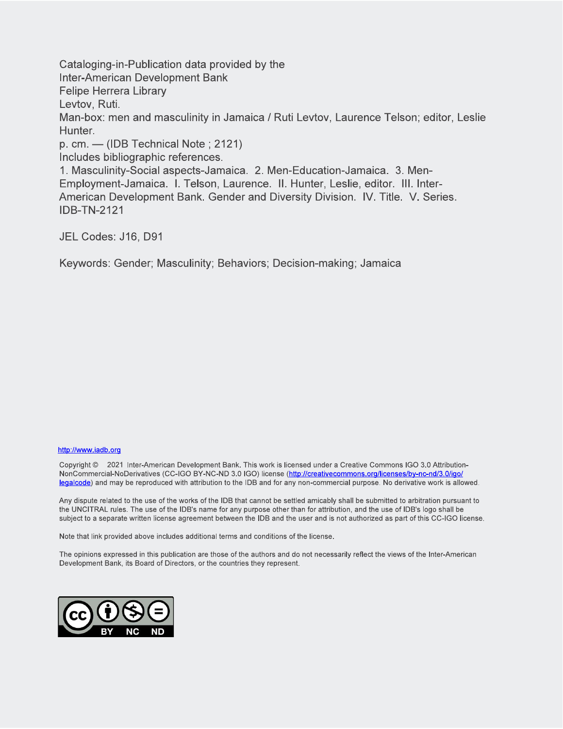Cataloging-in-Publication data provided by the
Inter-American Development Bank
Felipe Herrera Library
Levtov, Ruti.
Man-box: men and masculinity in Jamaica / Ruti Levtov, Laurence Telson; editor, Leslie Hunter.
p. cm. — (IDB Technical Note ; 2121)
Includes bibliographic references.
1. Masculinity-Social aspects-Jamaica. 2. Men-Education-Jamaica. 3. Men-Employment-Jamaica. I. Telson, Laurence. II. Hunter, Leslie, editor. III. Inter-American Development Bank. Gender and Diversity Division. IV. Title. V. Series.
IDB-TN-2121

JEL Codes: J16, D91

Keywords: Gender; Masculinity; Behaviors; Decision-making; Jamaica

http://www.iadb.org

Copyright © 2021 Inter-American Development Bank. This work is licensed under a Creative Commons IGO 3.0 Attribution-NonCommercial-NoDerivatives (CC-IGO BY-NC-ND 3.0 IGO) license (http://creativecommons.org/licenses/by-nc-nd/3.0/igo/legalcode) and may be reproduced with attribution to the IDB and for any non-commercial purpose. No derivative work is allowed.

Any dispute related to the use of the works of the IDB that cannot be settled amicably shall be submitted to arbitration pursuant to the UNCITRAL rules. The use of the IDB's name for any purpose other than for attribution, and the use of IDB's logo shall be subject to a separate written license agreement between the IDB and the user and is not authorized as part of this CC-IGO license.

Note that link provided above includes additional terms and conditions of the license.

The opinions expressed in this publication are those of the authors and do not necessarily reflect the views of the Inter-American Development Bank, its Board of Directors, or the countries they represent.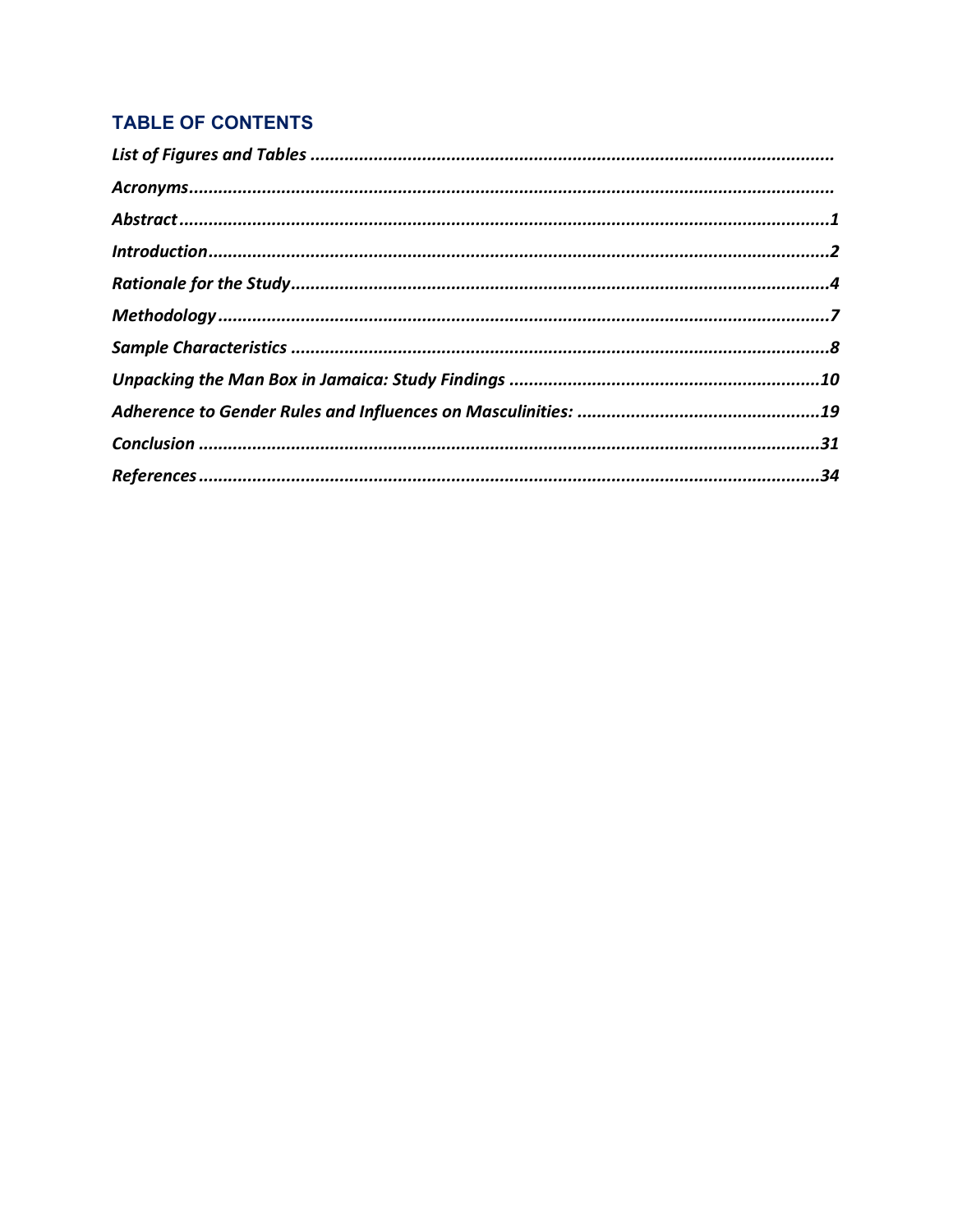## TABLE OF CONTENTS

*List of Figures and Tables* ...........................................................................................................

*Acronyms*...................................................................................................................................

*Abstract*...................................................................................................................................1

*Introduction*..............................................................................................................................2

*Rationale for the Study*..............................................................................................................4

*Methodology*.............................................................................................................................7

*Sample Characteristics* ..............................................................................................................8

*Unpacking the Man Box in Jamaica: Study Findings* ...............................................................10

*Adherence to Gender Rules and Influences on Masculinities:* .................................................19

*Conclusion* ...............................................................................................................................31

*References*...............................................................................................................................34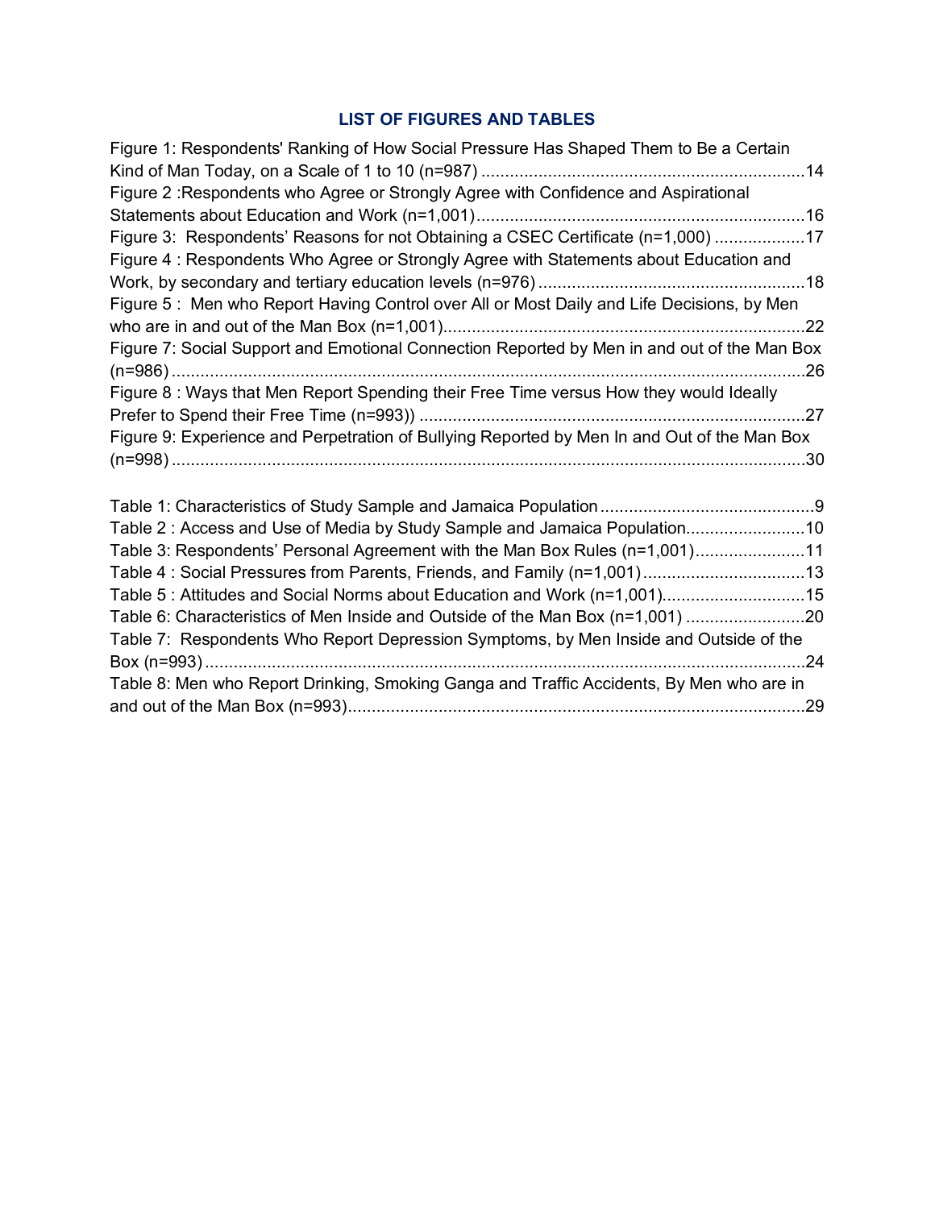## LIST OF FIGURES AND TABLES

Figure 1: Respondents' Ranking of How Social Pressure Has Shaped Them to Be a Certain Kind of Man Today, on a Scale of 1 to 10 (n=987) ....................................................................14

Figure 2 :Respondents who Agree or Strongly Agree with Confidence and Aspirational Statements about Education and Work (n=1,001)....................................................................16

Figure 3: Respondents' Reasons for not Obtaining a CSEC Certificate (n=1,000) ...................17

Figure 4 : Respondents Who Agree or Strongly Agree with Statements about Education and Work, by secondary and tertiary education levels (n=976) .......................................................18

Figure 5 : Men who Report Having Control over All or Most Daily and Life Decisions, by Men who are in and out of the Man Box (n=1,001)...........................................................................22

Figure 7: Social Support and Emotional Connection Reported by Men in and out of the Man Box (n=986) .....................................................................................................................................26

Figure 8 : Ways that Men Report Spending their Free Time versus How they would Ideally Prefer to Spend their Free Time (n=993)) .................................................................................27

Figure 9: Experience and Perpetration of Bullying Reported by Men In and Out of the Man Box (n=998) .....................................................................................................................................30

Table 1: Characteristics of Study Sample and Jamaica Population .............................................9

Table 2 : Access and Use of Media by Study Sample and Jamaica Population.........................10

Table 3: Respondents' Personal Agreement with the Man Box Rules (n=1,001).......................11

Table 4 : Social Pressures from Parents, Friends, and Family (n=1,001)..................................13

Table 5 : Attitudes and Social Norms about Education and Work (n=1,001)..............................15

Table 6: Characteristics of Men Inside and Outside of the Man Box (n=1,001) .........................20

Table 7: Respondents Who Report Depression Symptoms, by Men Inside and Outside of the Box (n=993) ...............................................................................................................................24

Table 8: Men who Report Drinking, Smoking Ganga and Traffic Accidents, By Men who are in and out of the Man Box (n=993)................................................................................................29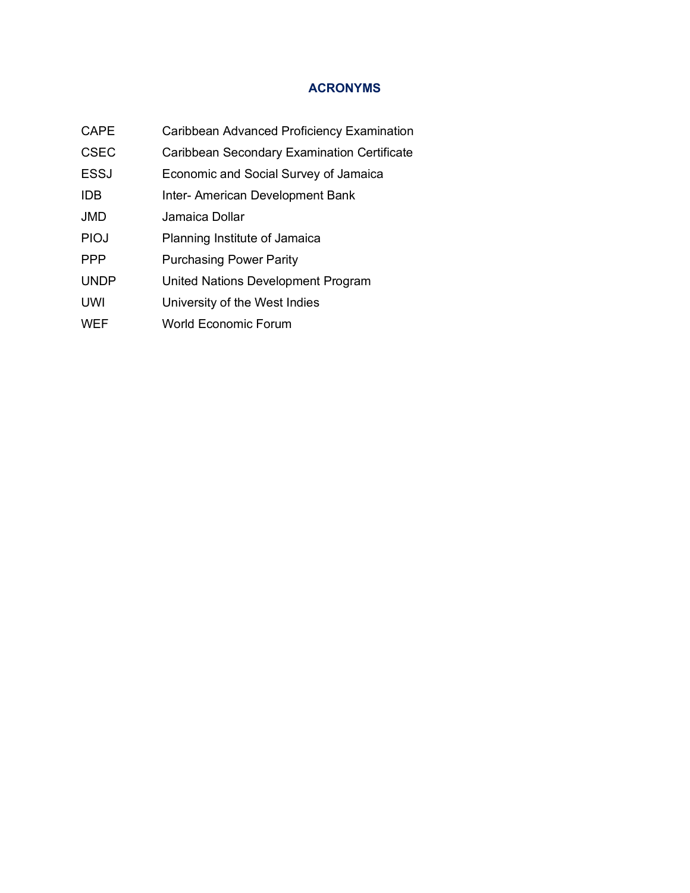## ACRONYMS

| | |
|---|---|
| CAPE | Caribbean Advanced Proficiency Examination |
| CSEC | Caribbean Secondary Examination Certificate |
| ESSJ | Economic and Social Survey of Jamaica |
| IDB | Inter- American Development Bank |
| JMD | Jamaica Dollar |
| PIOJ | Planning Institute of Jamaica |
| PPP | Purchasing Power Parity |
| UNDP | United Nations Development Program |
| UWI | University of the West Indies |
| WEF | World Economic Forum |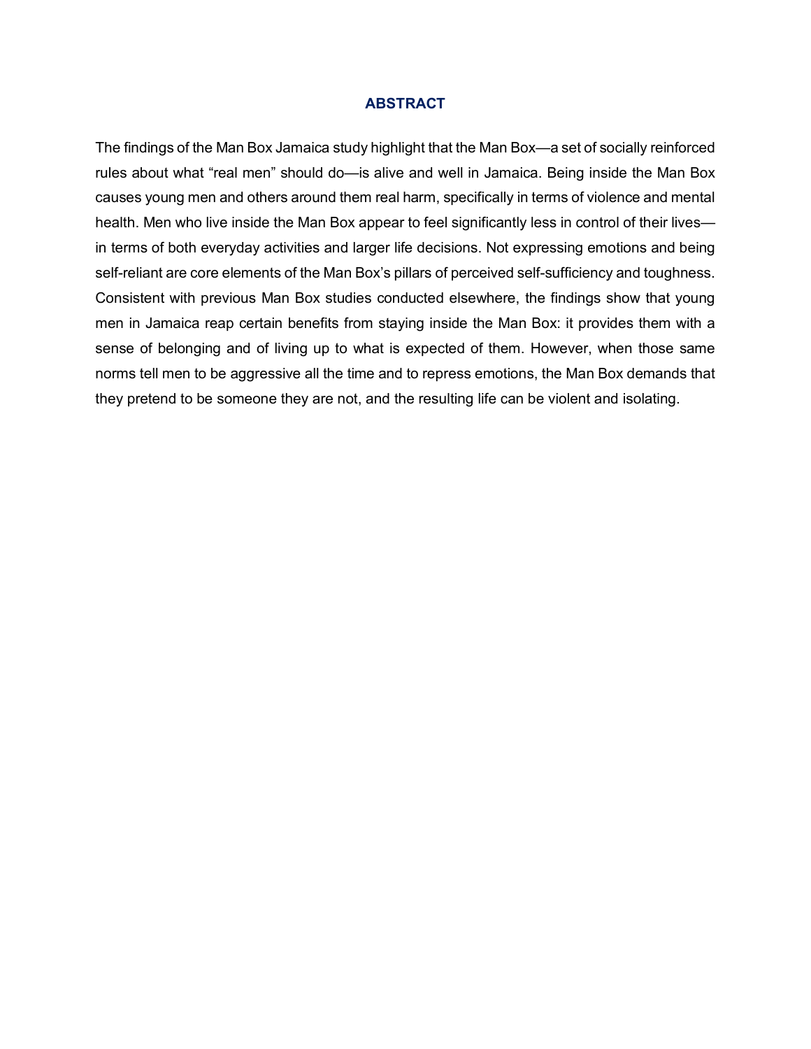# ABSTRACT

The findings of the Man Box Jamaica study highlight that the Man Box—a set of socially reinforced rules about what "real men" should do—is alive and well in Jamaica. Being inside the Man Box causes young men and others around them real harm, specifically in terms of violence and mental health. Men who live inside the Man Box appear to feel significantly less in control of their lives—in terms of both everyday activities and larger life decisions. Not expressing emotions and being self-reliant are core elements of the Man Box's pillars of perceived self-sufficiency and toughness. Consistent with previous Man Box studies conducted elsewhere, the findings show that young men in Jamaica reap certain benefits from staying inside the Man Box: it provides them with a sense of belonging and of living up to what is expected of them. However, when those same norms tell men to be aggressive all the time and to repress emotions, the Man Box demands that they pretend to be someone they are not, and the resulting life can be violent and isolating.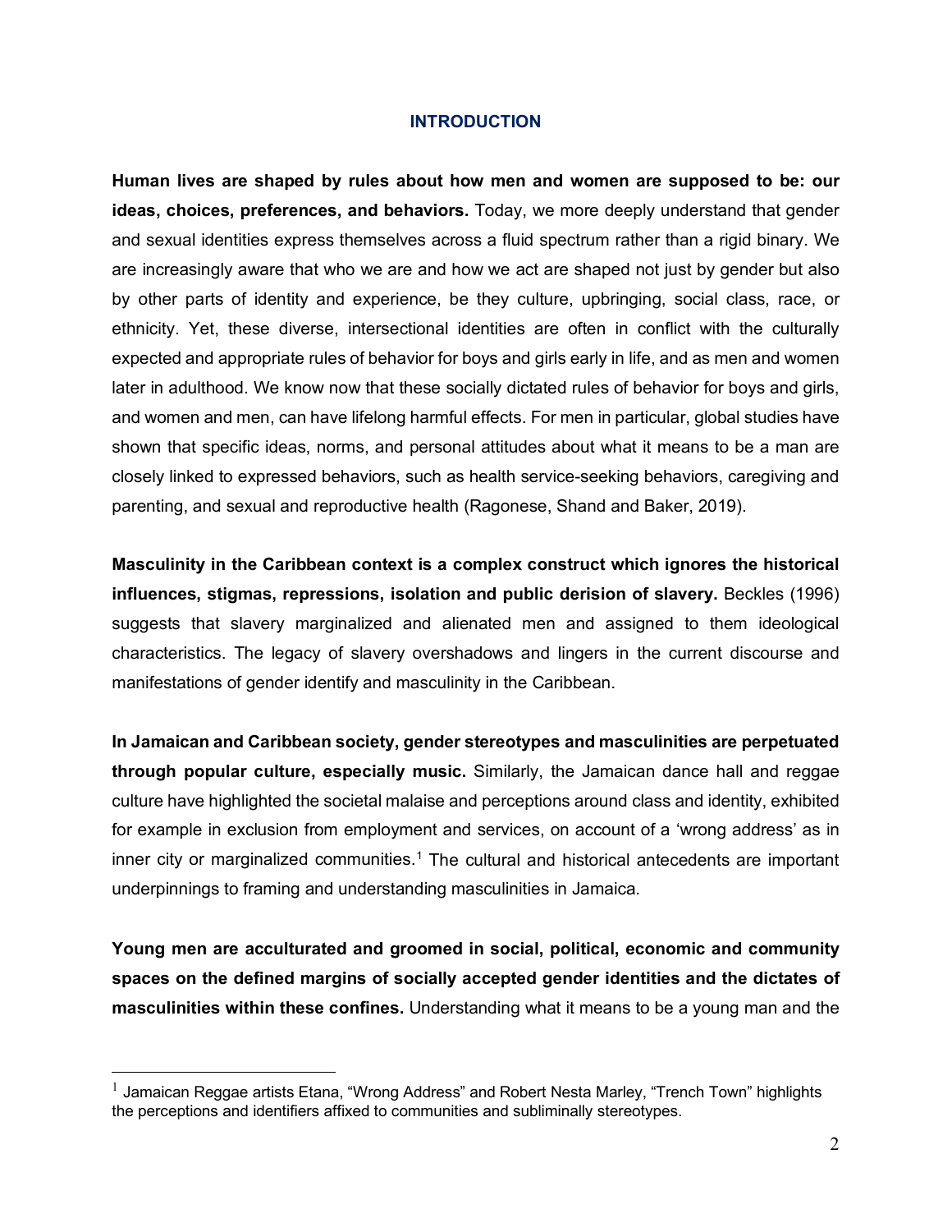## INTRODUCTION

**Human lives are shaped by rules about how men and women are supposed to be: our ideas, choices, preferences, and behaviors.** Today, we more deeply understand that gender and sexual identities express themselves across a fluid spectrum rather than a rigid binary. We are increasingly aware that who we are and how we act are shaped not just by gender but also by other parts of identity and experience, be they culture, upbringing, social class, race, or ethnicity. Yet, these diverse, intersectional identities are often in conflict with the culturally expected and appropriate rules of behavior for boys and girls early in life, and as men and women later in adulthood. We know now that these socially dictated rules of behavior for boys and girls, and women and men, can have lifelong harmful effects. For men in particular, global studies have shown that specific ideas, norms, and personal attitudes about what it means to be a man are closely linked to expressed behaviors, such as health service-seeking behaviors, caregiving and parenting, and sexual and reproductive health (Ragonese, Shand and Baker, 2019).

**Masculinity in the Caribbean context is a complex construct which ignores the historical influences, stigmas, repressions, isolation and public derision of slavery.** Beckles (1996) suggests that slavery marginalized and alienated men and assigned to them ideological characteristics. The legacy of slavery overshadows and lingers in the current discourse and manifestations of gender identify and masculinity in the Caribbean.

**In Jamaican and Caribbean society, gender stereotypes and masculinities are perpetuated through popular culture, especially music.** Similarly, the Jamaican dance hall and reggae culture have highlighted the societal malaise and perceptions around class and identity, exhibited for example in exclusion from employment and services, on account of a 'wrong address' as in inner city or marginalized communities.[1] The cultural and historical antecedents are important underpinnings to framing and understanding masculinities in Jamaica.

**Young men are acculturated and groomed in social, political, economic and community spaces on the defined margins of socially accepted gender identities and the dictates of masculinities within these confines.** Understanding what it means to be a young man and the

---

[1] Jamaican Reggae artists Etana, "Wrong Address" and Robert Nesta Marley, "Trench Town" highlights the perceptions and identifiers affixed to communities and subliminally stereotypes.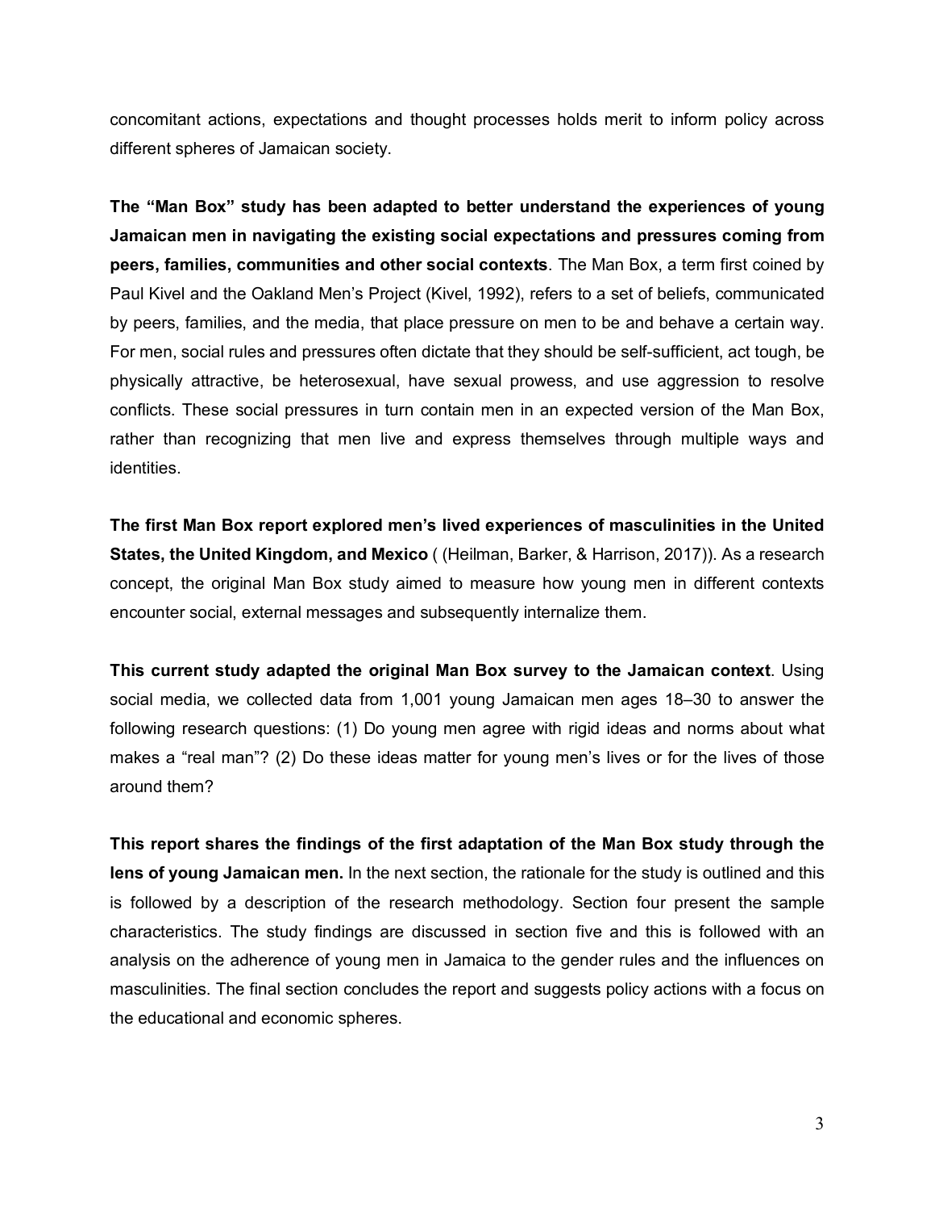concomitant actions, expectations and thought processes holds merit to inform policy across different spheres of Jamaican society.

**The "Man Box" study has been adapted to better understand the experiences of young Jamaican men in navigating the existing social expectations and pressures coming from peers, families, communities and other social contexts**. The Man Box, a term first coined by Paul Kivel and the Oakland Men's Project (Kivel, 1992), refers to a set of beliefs, communicated by peers, families, and the media, that place pressure on men to be and behave a certain way. For men, social rules and pressures often dictate that they should be self-sufficient, act tough, be physically attractive, be heterosexual, have sexual prowess, and use aggression to resolve conflicts. These social pressures in turn contain men in an expected version of the Man Box, rather than recognizing that men live and express themselves through multiple ways and identities.

**The first Man Box report explored men's lived experiences of masculinities in the United States, the United Kingdom, and Mexico** ( (Heilman, Barker, & Harrison, 2017)). As a research concept, the original Man Box study aimed to measure how young men in different contexts encounter social, external messages and subsequently internalize them.

**This current study adapted the original Man Box survey to the Jamaican context**. Using social media, we collected data from 1,001 young Jamaican men ages 18–30 to answer the following research questions: (1) Do young men agree with rigid ideas and norms about what makes a "real man"? (2) Do these ideas matter for young men's lives or for the lives of those around them?

**This report shares the findings of the first adaptation of the Man Box study through the lens of young Jamaican men.** In the next section, the rationale for the study is outlined and this is followed by a description of the research methodology. Section four present the sample characteristics. The study findings are discussed in section five and this is followed with an analysis on the adherence of young men in Jamaica to the gender rules and the influences on masculinities. The final section concludes the report and suggests policy actions with a focus on the educational and economic spheres.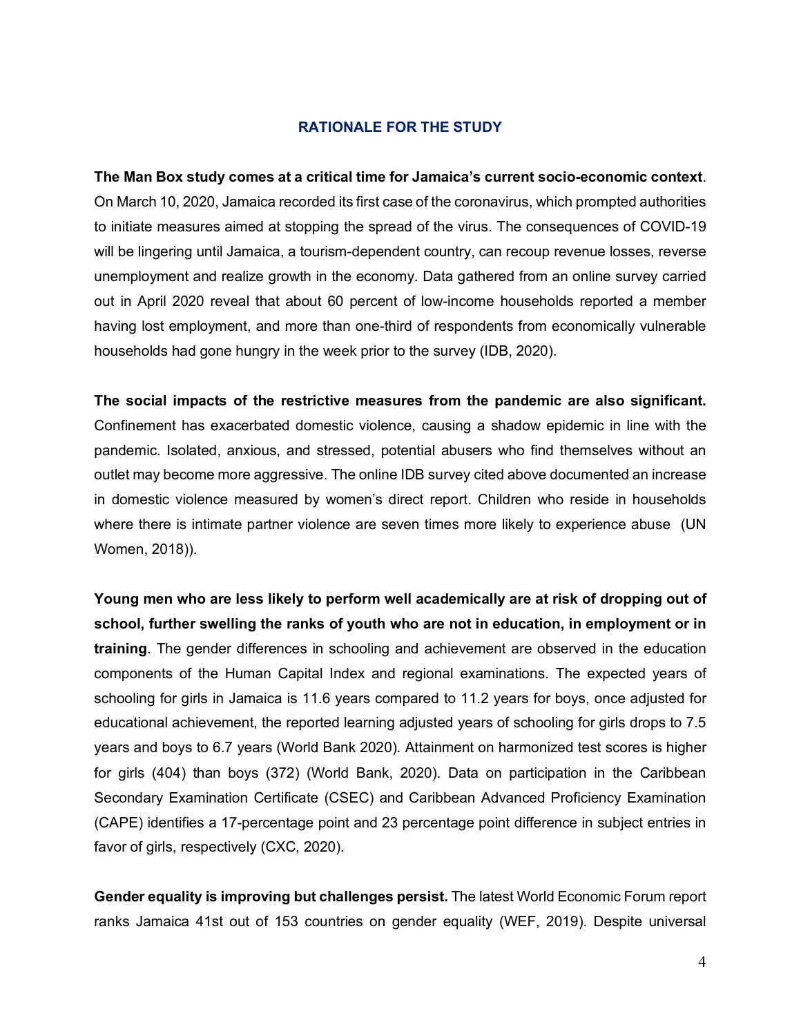## RATIONALE FOR THE STUDY

**The Man Box study comes at a critical time for Jamaica's current socio-economic context**. On March 10, 2020, Jamaica recorded its first case of the coronavirus, which prompted authorities to initiate measures aimed at stopping the spread of the virus. The consequences of COVID-19 will be lingering until Jamaica, a tourism-dependent country, can recoup revenue losses, reverse unemployment and realize growth in the economy. Data gathered from an online survey carried out in April 2020 reveal that about 60 percent of low-income households reported a member having lost employment, and more than one-third of respondents from economically vulnerable households had gone hungry in the week prior to the survey (IDB, 2020).

**The social impacts of the restrictive measures from the pandemic are also significant.** Confinement has exacerbated domestic violence, causing a shadow epidemic in line with the pandemic. Isolated, anxious, and stressed, potential abusers who find themselves without an outlet may become more aggressive. The online IDB survey cited above documented an increase in domestic violence measured by women's direct report. Children who reside in households where there is intimate partner violence are seven times more likely to experience abuse (UN Women, 2018)).

**Young men who are less likely to perform well academically are at risk of dropping out of school, further swelling the ranks of youth who are not in education, in employment or in training**. The gender differences in schooling and achievement are observed in the education components of the Human Capital Index and regional examinations. The expected years of schooling for girls in Jamaica is 11.6 years compared to 11.2 years for boys, once adjusted for educational achievement, the reported learning adjusted years of schooling for girls drops to 7.5 years and boys to 6.7 years (World Bank 2020). Attainment on harmonized test scores is higher for girls (404) than boys (372) (World Bank, 2020). Data on participation in the Caribbean Secondary Examination Certificate (CSEC) and Caribbean Advanced Proficiency Examination (CAPE) identifies a 17-percentage point and 23 percentage point difference in subject entries in favor of girls, respectively (CXC, 2020).

**Gender equality is improving but challenges persist.** The latest World Economic Forum report ranks Jamaica 41st out of 153 countries on gender equality (WEF, 2019). Despite universal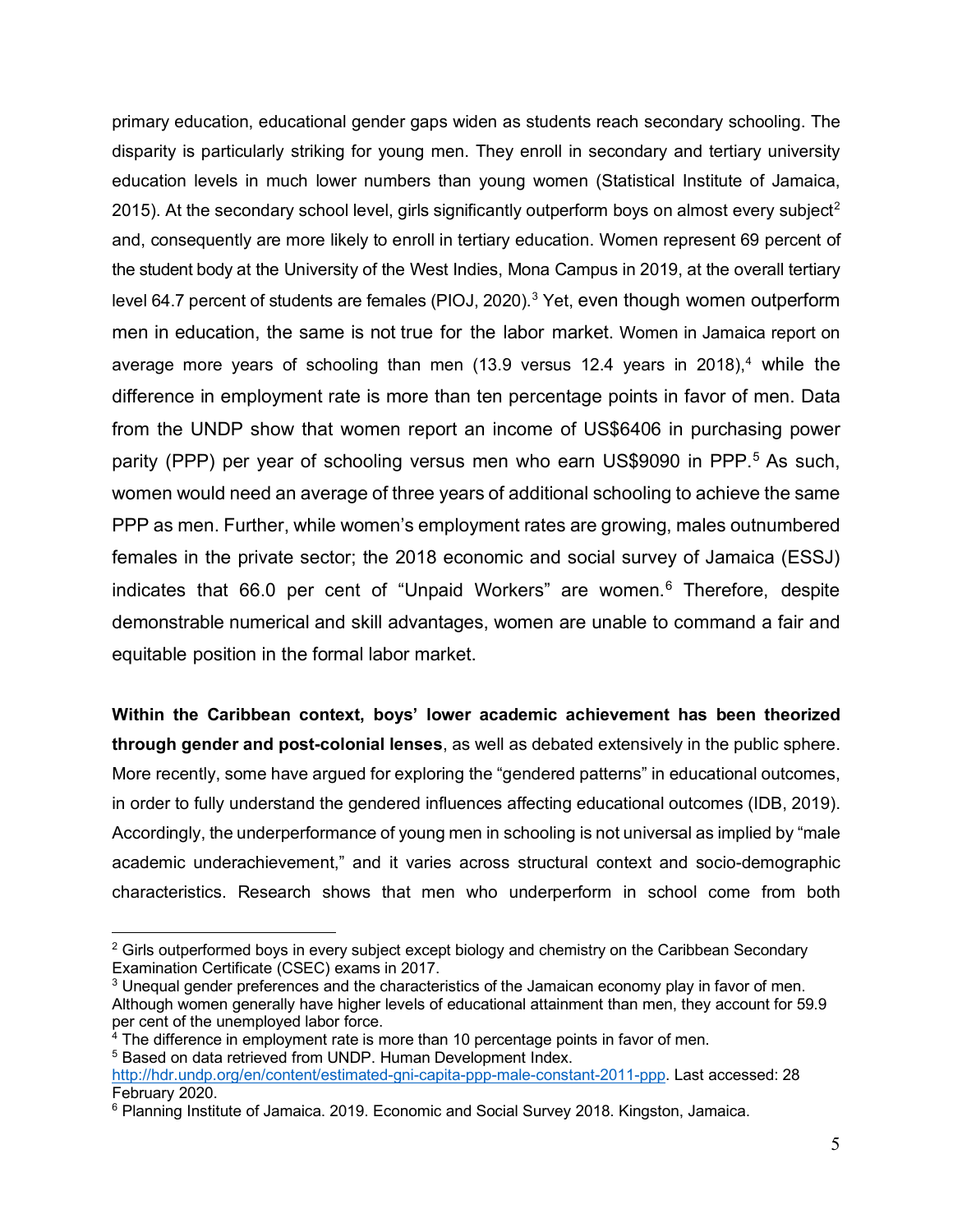primary education, educational gender gaps widen as students reach secondary schooling. The disparity is particularly striking for young men. They enroll in secondary and tertiary university education levels in much lower numbers than young women (Statistical Institute of Jamaica, 2015). At the secondary school level, girls significantly outperform boys on almost every subject[2] and, consequently are more likely to enroll in tertiary education. Women represent 69 percent of the student body at the University of the West Indies, Mona Campus in 2019, at the overall tertiary level 64.7 percent of students are females (PIOJ, 2020).[3] Yet, even though women outperform men in education, the same is not true for the labor market. Women in Jamaica report on average more years of schooling than men (13.9 versus 12.4 years in 2018),[4] while the difference in employment rate is more than ten percentage points in favor of men. Data from the UNDP show that women report an income of US$6406 in purchasing power parity (PPP) per year of schooling versus men who earn US$9090 in PPP.[5] As such, women would need an average of three years of additional schooling to achieve the same PPP as men. Further, while women's employment rates are growing, males outnumbered females in the private sector; the 2018 economic and social survey of Jamaica (ESSJ) indicates that 66.0 per cent of "Unpaid Workers" are women.[6] Therefore, despite demonstrable numerical and skill advantages, women are unable to command a fair and equitable position in the formal labor market.

**Within the Caribbean context, boys' lower academic achievement has been theorized through gender and post-colonial lenses**, as well as debated extensively in the public sphere. More recently, some have argued for exploring the "gendered patterns" in educational outcomes, in order to fully understand the gendered influences affecting educational outcomes (IDB, 2019). Accordingly, the underperformance of young men in schooling is not universal as implied by "male academic underachievement," and it varies across structural context and socio-demographic characteristics. Research shows that men who underperform in school come from both

---

[2] Girls outperformed boys in every subject except biology and chemistry on the Caribbean Secondary Examination Certificate (CSEC) exams in 2017.

[3] Unequal gender preferences and the characteristics of the Jamaican economy play in favor of men. Although women generally have higher levels of educational attainment than men, they account for 59.9 per cent of the unemployed labor force.

[4] The difference in employment rate is more than 10 percentage points in favor of men.

[5] Based on data retrieved from UNDP. Human Development Index. http://hdr.undp.org/en/content/estimated-gni-capita-ppp-male-constant-2011-ppp. Last accessed: 28 February 2020.

[6] Planning Institute of Jamaica. 2019. Economic and Social Survey 2018. Kingston, Jamaica.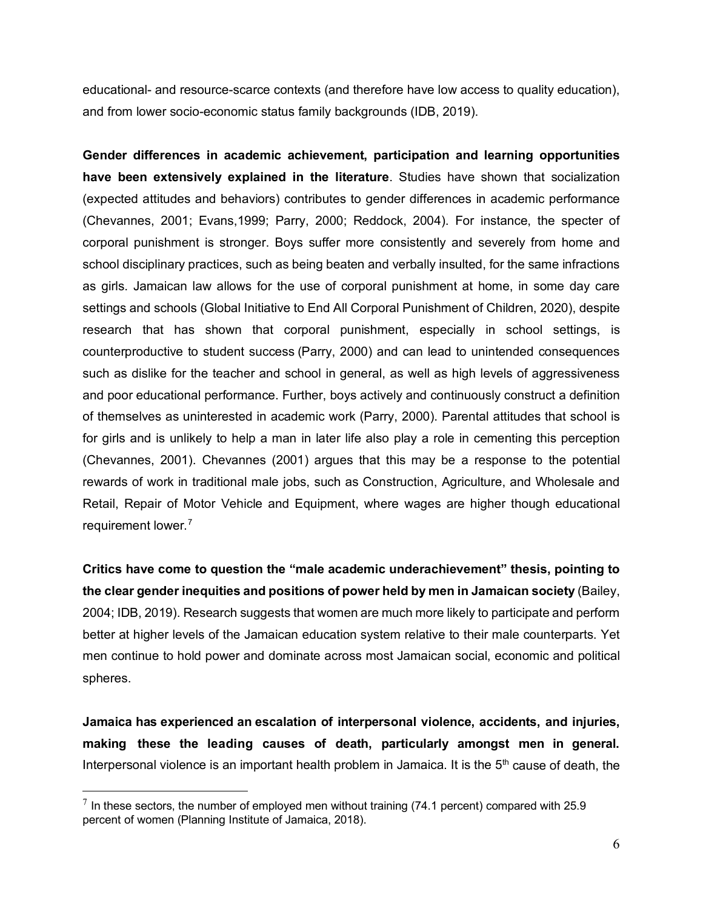educational- and resource-scarce contexts (and therefore have low access to quality education), and from lower socio-economic status family backgrounds (IDB, 2019).

**Gender differences in academic achievement, participation and learning opportunities have been extensively explained in the literature**. Studies have shown that socialization (expected attitudes and behaviors) contributes to gender differences in academic performance (Chevannes, 2001; Evans,1999; Parry, 2000; Reddock, 2004). For instance, the specter of corporal punishment is stronger. Boys suffer more consistently and severely from home and school disciplinary practices, such as being beaten and verbally insulted, for the same infractions as girls. Jamaican law allows for the use of corporal punishment at home, in some day care settings and schools (Global Initiative to End All Corporal Punishment of Children, 2020), despite research that has shown that corporal punishment, especially in school settings, is counterproductive to student success (Parry, 2000) and can lead to unintended consequences such as dislike for the teacher and school in general, as well as high levels of aggressiveness and poor educational performance. Further, boys actively and continuously construct a definition of themselves as uninterested in academic work (Parry, 2000). Parental attitudes that school is for girls and is unlikely to help a man in later life also play a role in cementing this perception (Chevannes, 2001). Chevannes (2001) argues that this may be a response to the potential rewards of work in traditional male jobs, such as Construction, Agriculture, and Wholesale and Retail, Repair of Motor Vehicle and Equipment, where wages are higher though educational requirement lower.[7]

**Critics have come to question the "male academic underachievement" thesis, pointing to the clear gender inequities and positions of power held by men in Jamaican society** (Bailey, 2004; IDB, 2019). Research suggests that women are much more likely to participate and perform better at higher levels of the Jamaican education system relative to their male counterparts. Yet men continue to hold power and dominate across most Jamaican social, economic and political spheres.

**Jamaica has experienced an escalation of interpersonal violence, accidents, and injuries, making these the leading causes of death, particularly amongst men in general.** Interpersonal violence is an important health problem in Jamaica. It is the 5th cause of death, the

[7] In these sectors, the number of employed men without training (74.1 percent) compared with 25.9 percent of women (Planning Institute of Jamaica, 2018).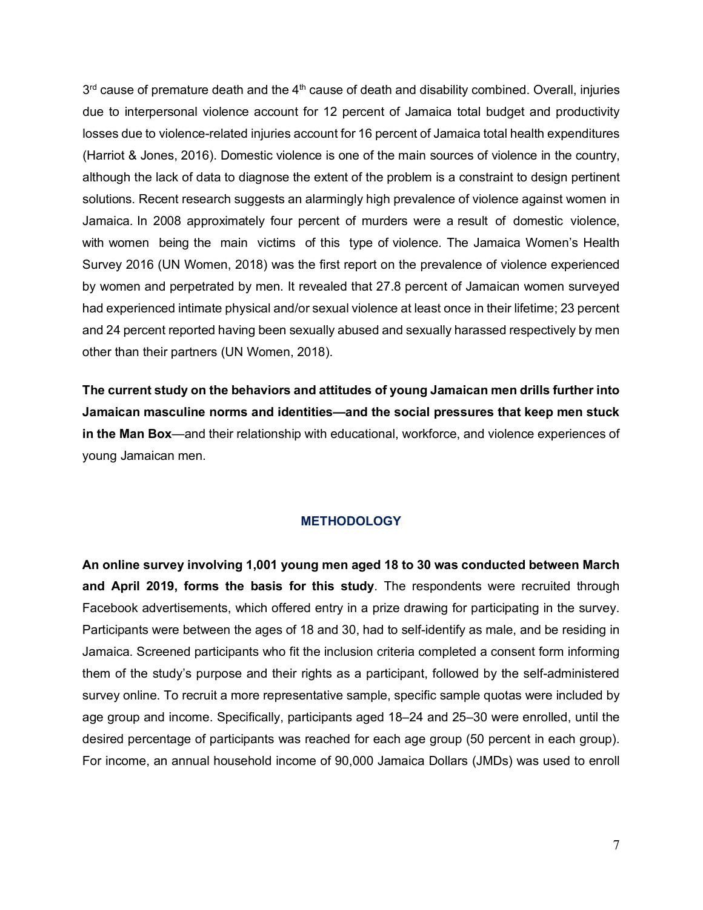3rd cause of premature death and the 4th cause of death and disability combined. Overall, injuries due to interpersonal violence account for 12 percent of Jamaica total budget and productivity losses due to violence-related injuries account for 16 percent of Jamaica total health expenditures (Harriot & Jones, 2016). Domestic violence is one of the main sources of violence in the country, although the lack of data to diagnose the extent of the problem is a constraint to design pertinent solutions. Recent research suggests an alarmingly high prevalence of violence against women in Jamaica. In 2008 approximately four percent of murders were a result of domestic violence, with women being the main victims of this type of violence. The Jamaica Women's Health Survey 2016 (UN Women, 2018) was the first report on the prevalence of violence experienced by women and perpetrated by men. It revealed that 27.8 percent of Jamaican women surveyed had experienced intimate physical and/or sexual violence at least once in their lifetime; 23 percent and 24 percent reported having been sexually abused and sexually harassed respectively by men other than their partners (UN Women, 2018).

**The current study on the behaviors and attitudes of young Jamaican men drills further into Jamaican masculine norms and identities—and the social pressures that keep men stuck in the Man Box**—and their relationship with educational, workforce, and violence experiences of young Jamaican men.

## METHODOLOGY

**An online survey involving 1,001 young men aged 18 to 30 was conducted between March and April 2019, forms the basis for this study**. The respondents were recruited through Facebook advertisements, which offered entry in a prize drawing for participating in the survey. Participants were between the ages of 18 and 30, had to self-identify as male, and be residing in Jamaica. Screened participants who fit the inclusion criteria completed a consent form informing them of the study's purpose and their rights as a participant, followed by the self-administered survey online. To recruit a more representative sample, specific sample quotas were included by age group and income. Specifically, participants aged 18–24 and 25–30 were enrolled, until the desired percentage of participants was reached for each age group (50 percent in each group). For income, an annual household income of 90,000 Jamaica Dollars (JMDs) was used to enroll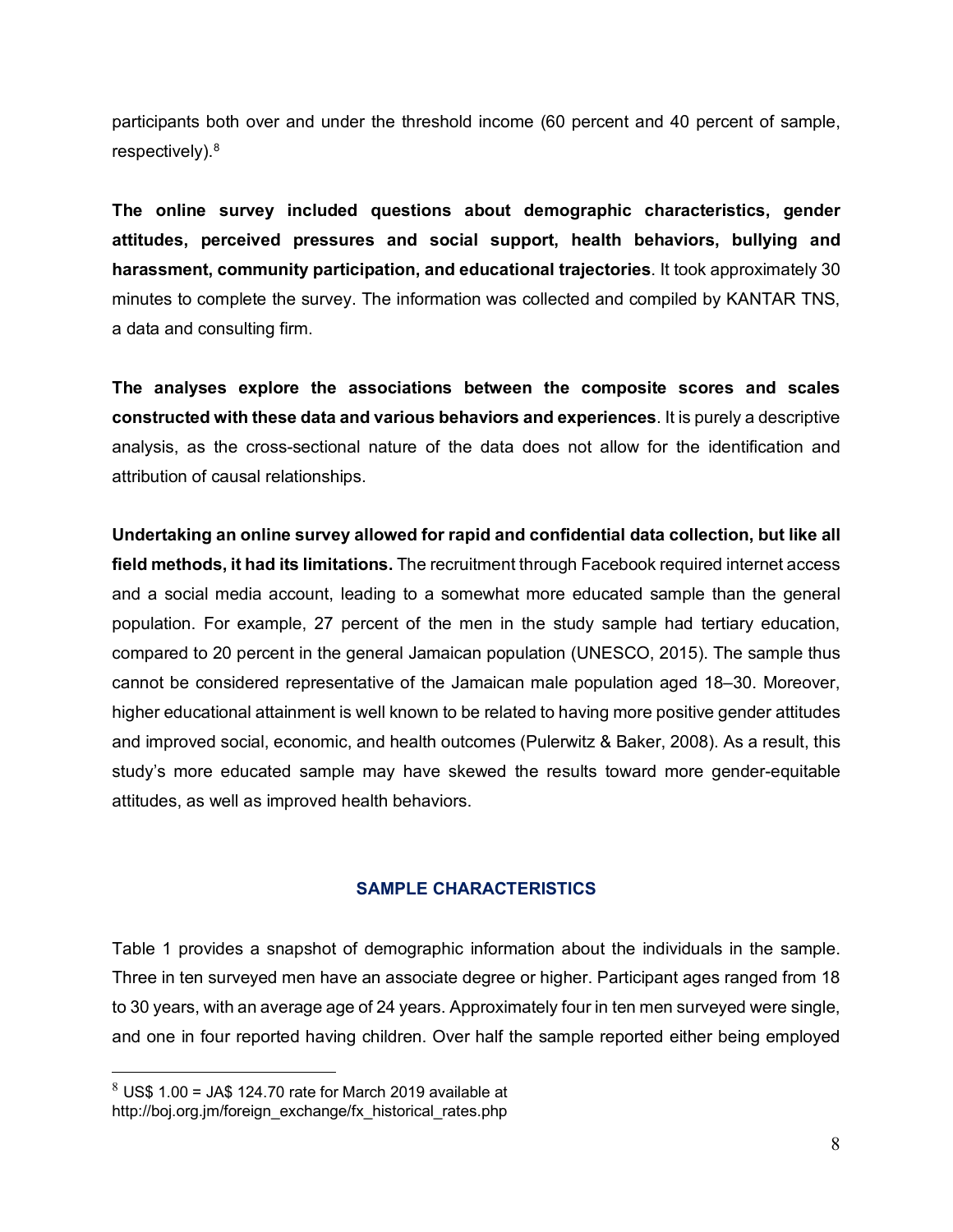participants both over and under the threshold income (60 percent and 40 percent of sample, respectively).[8]

**The online survey included questions about demographic characteristics, gender attitudes, perceived pressures and social support, health behaviors, bullying and harassment, community participation, and educational trajectories**. It took approximately 30 minutes to complete the survey. The information was collected and compiled by KANTAR TNS, a data and consulting firm.

**The analyses explore the associations between the composite scores and scales constructed with these data and various behaviors and experiences**. It is purely a descriptive analysis, as the cross-sectional nature of the data does not allow for the identification and attribution of causal relationships.

**Undertaking an online survey allowed for rapid and confidential data collection, but like all field methods, it had its limitations.** The recruitment through Facebook required internet access and a social media account, leading to a somewhat more educated sample than the general population. For example, 27 percent of the men in the study sample had tertiary education, compared to 20 percent in the general Jamaican population (UNESCO, 2015). The sample thus cannot be considered representative of the Jamaican male population aged 18–30. Moreover, higher educational attainment is well known to be related to having more positive gender attitudes and improved social, economic, and health outcomes (Pulerwitz & Baker, 2008). As a result, this study's more educated sample may have skewed the results toward more gender-equitable attitudes, as well as improved health behaviors.

## SAMPLE CHARACTERISTICS

Table 1 provides a snapshot of demographic information about the individuals in the sample. Three in ten surveyed men have an associate degree or higher. Participant ages ranged from 18 to 30 years, with an average age of 24 years. Approximately four in ten men surveyed were single, and one in four reported having children. Over half the sample reported either being employed

[8] US$ 1.00 = JA$ 124.70 rate for March 2019 available at http://boj.org.jm/foreign_exchange/fx_historical_rates.php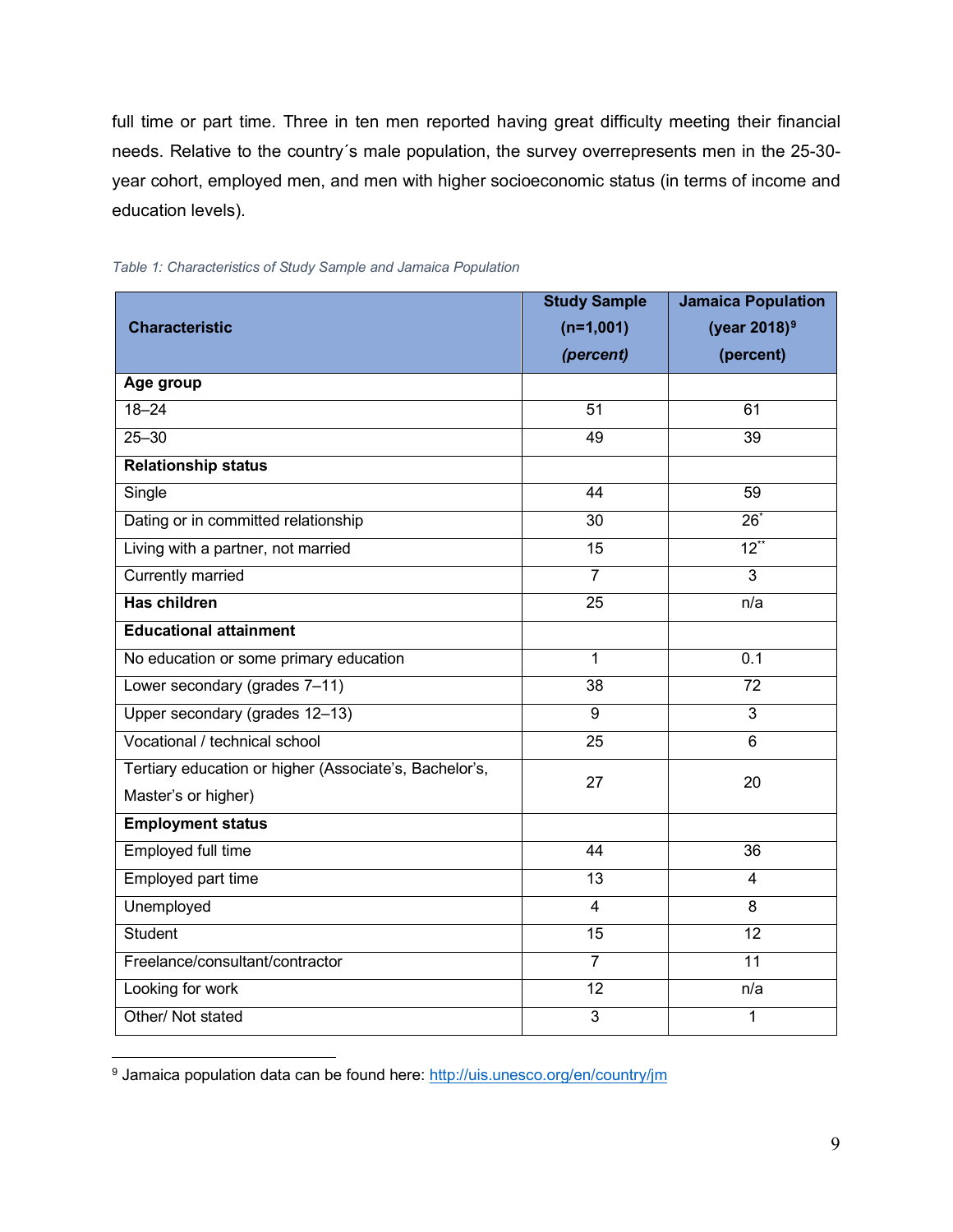full time or part time. Three in ten men reported having great difficulty meeting their financial needs. Relative to the country´s male population, the survey overrepresents men in the 25-30-year cohort, employed men, and men with higher socioeconomic status (in terms of income and education levels).

*Table 1: Characteristics of Study Sample and Jamaica Population*

| Characteristic | Study Sample (n=1,001) *(percent)* | Jamaica Population (year 2018)[9] (percent) |
|---|---|---|
| **Age group** | | |
| 18–24 | 51 | 61 |
| 25–30 | 49 | 39 |
| **Relationship status** | | |
| Single | 44 | 59 |
| Dating or in committed relationship | 30 | 26* |
| Living with a partner, not married | 15 | 12** |
| Currently married | 7 | 3 |
| **Has children** | 25 | n/a |
| **Educational attainment** | | |
| No education or some primary education | 1 | 0.1 |
| Lower secondary (grades 7–11) | 38 | 72 |
| Upper secondary (grades 12–13) | 9 | 3 |
| Vocational / technical school | 25 | 6 |
| Tertiary education or higher (Associate's, Bachelor's, Master's or higher) | 27 | 20 |
| **Employment status** | | |
| Employed full time | 44 | 36 |
| Employed part time | 13 | 4 |
| Unemployed | 4 | 8 |
| Student | 15 | 12 |
| Freelance/consultant/contractor | 7 | 11 |
| Looking for work | 12 | n/a |
| Other/ Not stated | 3 | 1 |

[9] Jamaica population data can be found here: http://uis.unesco.org/en/country/jm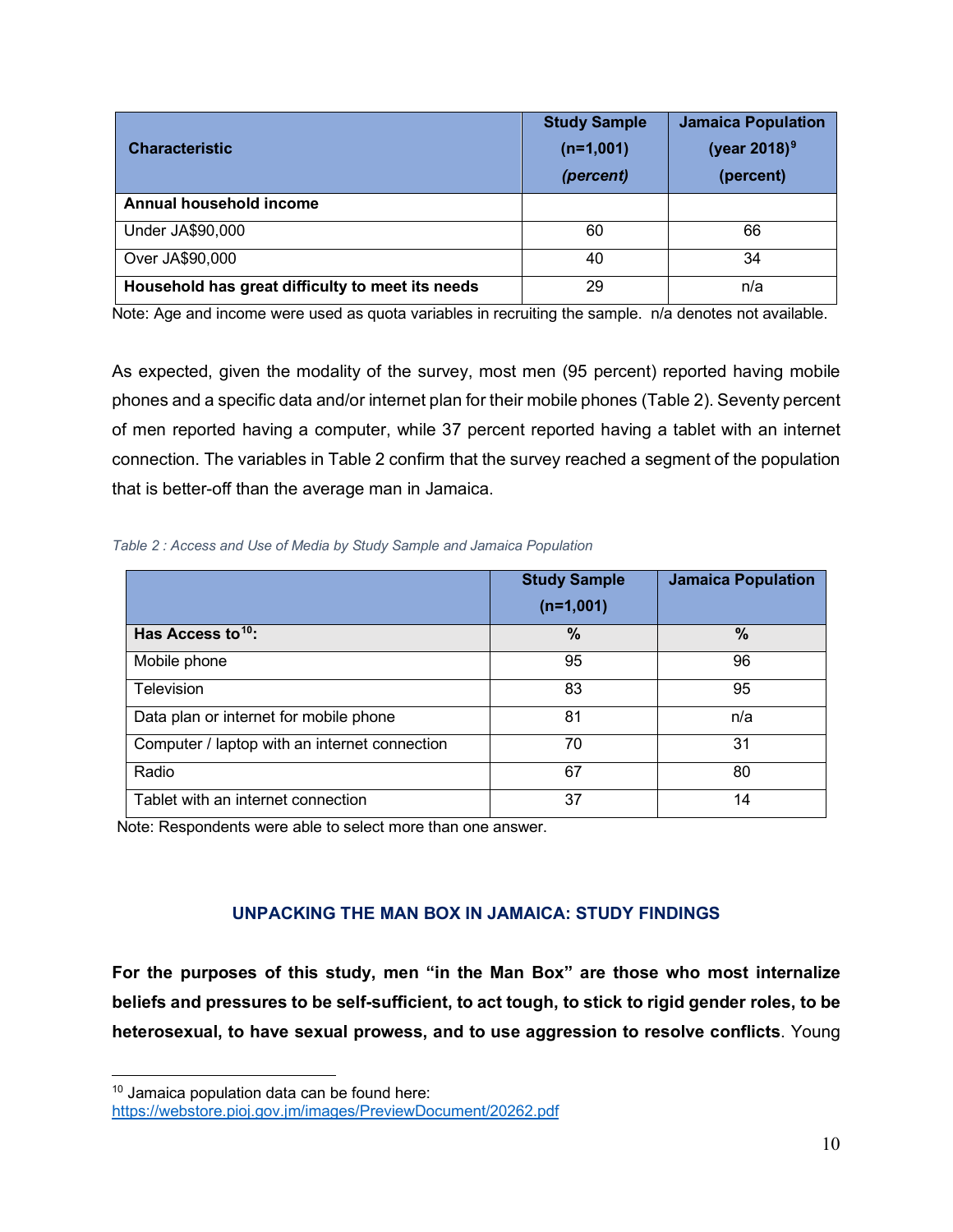| Characteristic | Study Sample (n=1,001) *(percent)* | Jamaica Population (year 2018)[9] (percent) |
|---|---|---|
| **Annual household income** | | |
| Under JA$90,000 | 60 | 66 |
| Over JA$90,000 | 40 | 34 |
| **Household has great difficulty to meet its needs** | 29 | n/a |

Note: Age and income were used as quota variables in recruiting the sample. n/a denotes not available.

As expected, given the modality of the survey, most men (95 percent) reported having mobile phones and a specific data and/or internet plan for their mobile phones (Table 2). Seventy percent of men reported having a computer, while 37 percent reported having a tablet with an internet connection. The variables in Table 2 confirm that the survey reached a segment of the population that is better-off than the average man in Jamaica.

*Table 2 : Access and Use of Media by Study Sample and Jamaica Population*

| | Study Sample (n=1,001) | Jamaica Population |
|---|---|---|
| **Has Access to[10]:** | **%** | **%** |
| Mobile phone | 95 | 96 |
| Television | 83 | 95 |
| Data plan or internet for mobile phone | 81 | n/a |
| Computer / laptop with an internet connection | 70 | 31 |
| Radio | 67 | 80 |
| Tablet with an internet connection | 37 | 14 |

Note: Respondents were able to select more than one answer.

## UNPACKING THE MAN BOX IN JAMAICA: STUDY FINDINGS

**For the purposes of this study, men "in the Man Box" are those who most internalize beliefs and pressures to be self-sufficient, to act tough, to stick to rigid gender roles, to be heterosexual, to have sexual prowess, and to use aggression to resolve conflicts**. Young

[10] Jamaica population data can be found here: https://webstore.pioj.gov.jm/images/PreviewDocument/20262.pdf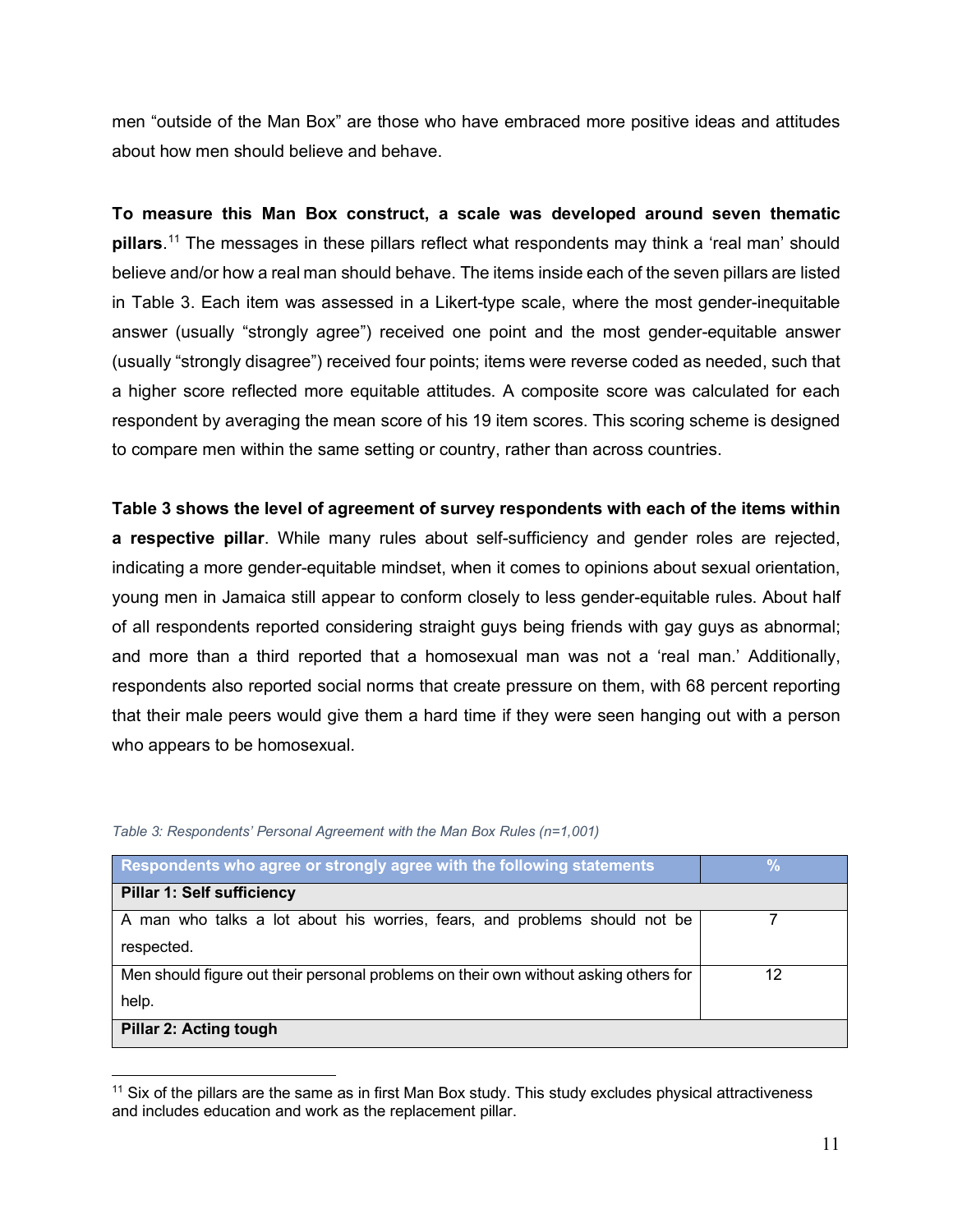men "outside of the Man Box" are those who have embraced more positive ideas and attitudes about how men should believe and behave.

**To measure this Man Box construct, a scale was developed around seven thematic pillars**.[11] The messages in these pillars reflect what respondents may think a 'real man' should believe and/or how a real man should behave. The items inside each of the seven pillars are listed in Table 3. Each item was assessed in a Likert-type scale, where the most gender-inequitable answer (usually "strongly agree") received one point and the most gender-equitable answer (usually "strongly disagree") received four points; items were reverse coded as needed, such that a higher score reflected more equitable attitudes. A composite score was calculated for each respondent by averaging the mean score of his 19 item scores. This scoring scheme is designed to compare men within the same setting or country, rather than across countries.

**Table 3 shows the level of agreement of survey respondents with each of the items within a respective pillar**. While many rules about self-sufficiency and gender roles are rejected, indicating a more gender-equitable mindset, when it comes to opinions about sexual orientation, young men in Jamaica still appear to conform closely to less gender-equitable rules. About half of all respondents reported considering straight guys being friends with gay guys as abnormal; and more than a third reported that a homosexual man was not a 'real man.' Additionally, respondents also reported social norms that create pressure on them, with 68 percent reporting that their male peers would give them a hard time if they were seen hanging out with a person who appears to be homosexual.

*Table 3: Respondents' Personal Agreement with the Man Box Rules (n=1,001)*

| Respondents who agree or strongly agree with the following statements | % |
|---|---|
| **Pillar 1: Self sufficiency** | |
| A man who talks a lot about his worries, fears, and problems should not be respected. | 7 |
| Men should figure out their personal problems on their own without asking others for help. | 12 |
| **Pillar 2: Acting tough** | |

[11] Six of the pillars are the same as in first Man Box study. This study excludes physical attractiveness and includes education and work as the replacement pillar.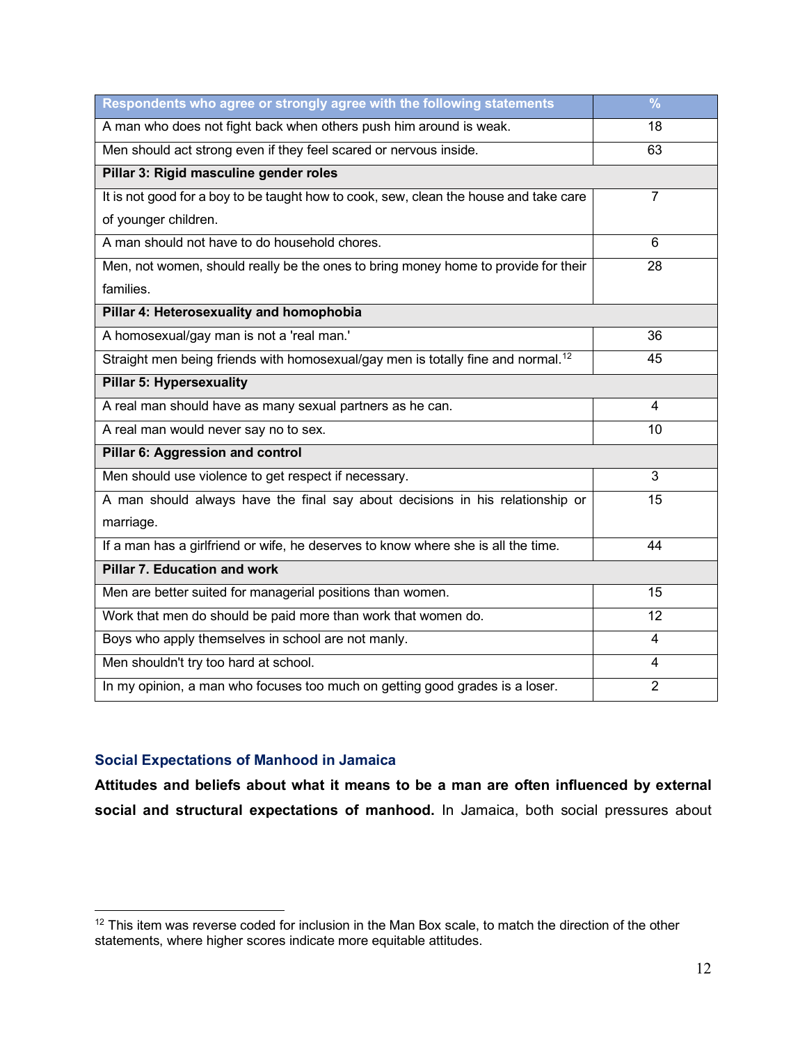| Respondents who agree or strongly agree with the following statements | % |
|---|---|
| A man who does not fight back when others push him around is weak. | 18 |
| Men should act strong even if they feel scared or nervous inside. | 63 |
| **Pillar 3: Rigid masculine gender roles** | |
| It is not good for a boy to be taught how to cook, sew, clean the house and take care of younger children. | 7 |
| A man should not have to do household chores. | 6 |
| Men, not women, should really be the ones to bring money home to provide for their families. | 28 |
| **Pillar 4: Heterosexuality and homophobia** | |
| A homosexual/gay man is not a 'real man.' | 36 |
| Straight men being friends with homosexual/gay men is totally fine and normal.[12] | 45 |
| **Pillar 5: Hypersexuality** | |
| A real man should have as many sexual partners as he can. | 4 |
| A real man would never say no to sex. | 10 |
| **Pillar 6: Aggression and control** | |
| Men should use violence to get respect if necessary. | 3 |
| A man should always have the final say about decisions in his relationship or marriage. | 15 |
| If a man has a girlfriend or wife, he deserves to know where she is all the time. | 44 |
| **Pillar 7. Education and work** | |
| Men are better suited for managerial positions than women. | 15 |
| Work that men do should be paid more than work that women do. | 12 |
| Boys who apply themselves in school are not manly. | 4 |
| Men shouldn't try too hard at school. | 4 |
| In my opinion, a man who focuses too much on getting good grades is a loser. | 2 |

### Social Expectations of Manhood in Jamaica

**Attitudes and beliefs about what it means to be a man are often influenced by external social and structural expectations of manhood.** In Jamaica, both social pressures about

[12] This item was reverse coded for inclusion in the Man Box scale, to match the direction of the other statements, where higher scores indicate more equitable attitudes.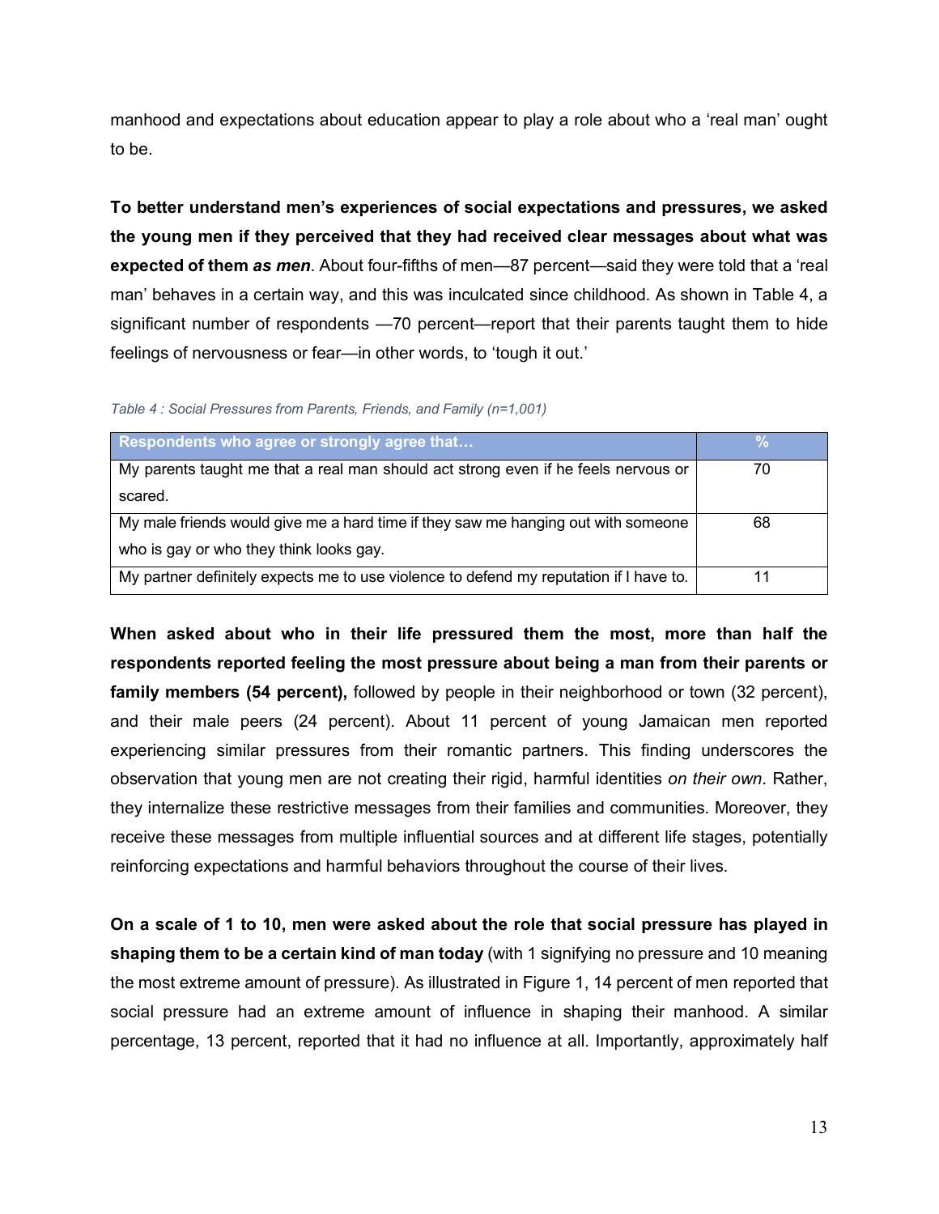manhood and expectations about education appear to play a role about who a 'real man' ought to be.

**To better understand men's experiences of social expectations and pressures, we asked the young men if they perceived that they had received clear messages about what was expected of them *as men***. About four-fifths of men—87 percent—said they were told that a 'real man' behaves in a certain way, and this was inculcated since childhood. As shown in Table 4, a significant number of respondents —70 percent—report that their parents taught them to hide feelings of nervousness or fear—in other words, to 'tough it out.'

*Table 4 : Social Pressures from Parents, Friends, and Family (n=1,001)*

| Respondents who agree or strongly agree that… | % |
|---|---|
| My parents taught me that a real man should act strong even if he feels nervous or scared. | 70 |
| My male friends would give me a hard time if they saw me hanging out with someone who is gay or who they think looks gay. | 68 |
| My partner definitely expects me to use violence to defend my reputation if I have to. | 11 |

**When asked about who in their life pressured them the most, more than half the respondents reported feeling the most pressure about being a man from their parents or family members (54 percent),** followed by people in their neighborhood or town (32 percent), and their male peers (24 percent). About 11 percent of young Jamaican men reported experiencing similar pressures from their romantic partners. This finding underscores the observation that young men are not creating their rigid, harmful identities *on their own*. Rather, they internalize these restrictive messages from their families and communities. Moreover, they receive these messages from multiple influential sources and at different life stages, potentially reinforcing expectations and harmful behaviors throughout the course of their lives.

**On a scale of 1 to 10, men were asked about the role that social pressure has played in shaping them to be a certain kind of man today** (with 1 signifying no pressure and 10 meaning the most extreme amount of pressure). As illustrated in Figure 1, 14 percent of men reported that social pressure had an extreme amount of influence in shaping their manhood. A similar percentage, 13 percent, reported that it had no influence at all. Importantly, approximately half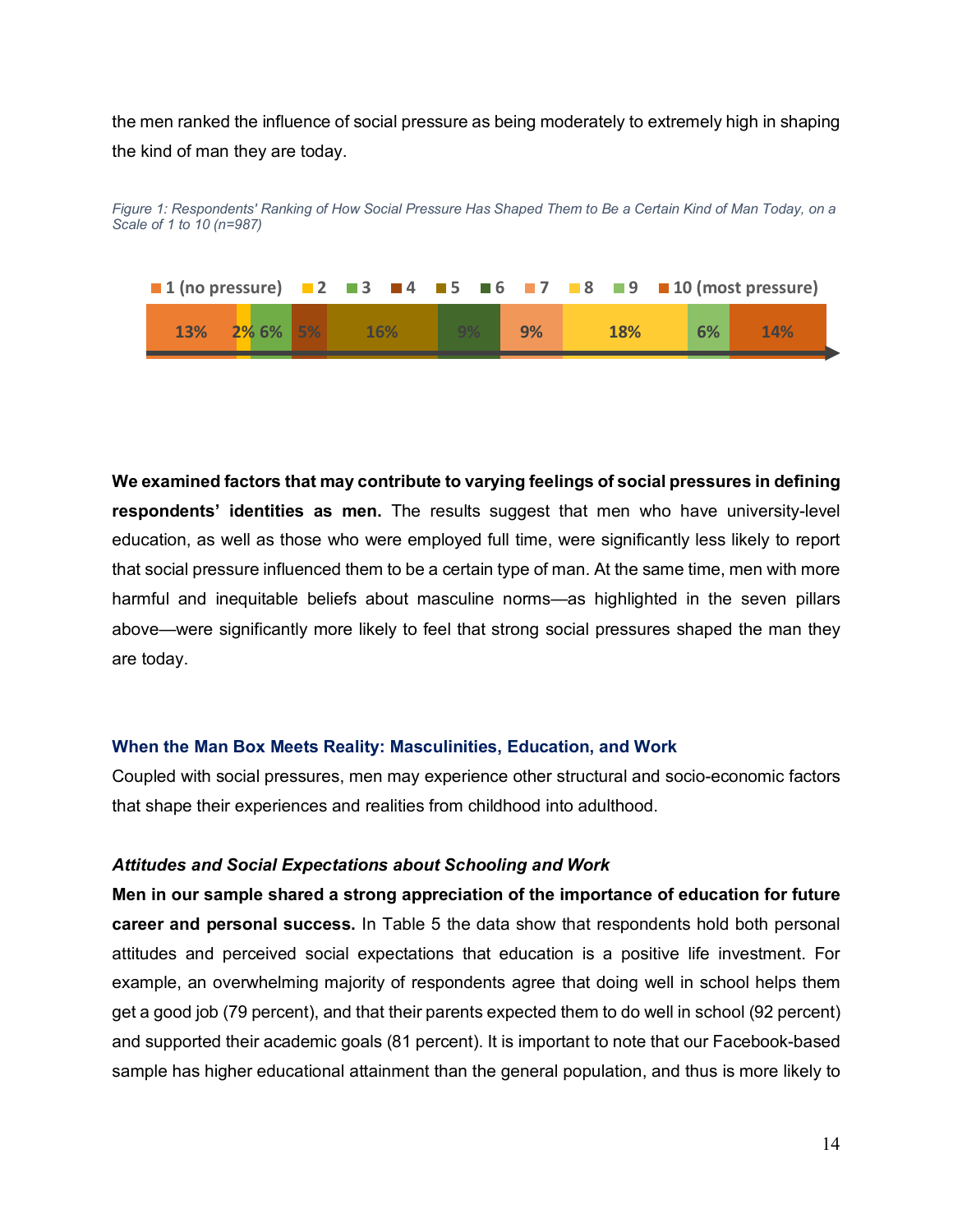the men ranked the influence of social pressure as being moderately to extremely high in shaping the kind of man they are today.

*Figure 1: Respondents' Ranking of How Social Pressure Has Shaped Them to Be a Certain Kind of Man Today, on a Scale of 1 to 10 (n=987)*

| 1 (no pressure) | 2 | 3 | 4 | 5 | 6 | 7 | 8 | 9 | 10 (most pressure) |
|---|---|---|---|---|---|---|---|---|---|
| 13% | 2% | 6% | 5% | 16% | 9% | 9% | 18% | 6% | 14% |

**We examined factors that may contribute to varying feelings of social pressures in defining respondents' identities as men.** The results suggest that men who have university-level education, as well as those who were employed full time, were significantly less likely to report that social pressure influenced them to be a certain type of man. At the same time, men with more harmful and inequitable beliefs about masculine norms—as highlighted in the seven pillars above—were significantly more likely to feel that strong social pressures shaped the man they are today.

### When the Man Box Meets Reality: Masculinities, Education, and Work

Coupled with social pressures, men may experience other structural and socio-economic factors that shape their experiences and realities from childhood into adulthood.

#### *Attitudes and Social Expectations about Schooling and Work*

**Men in our sample shared a strong appreciation of the importance of education for future career and personal success.** In Table 5 the data show that respondents hold both personal attitudes and perceived social expectations that education is a positive life investment. For example, an overwhelming majority of respondents agree that doing well in school helps them get a good job (79 percent), and that their parents expected them to do well in school (92 percent) and supported their academic goals (81 percent). It is important to note that our Facebook-based sample has higher educational attainment than the general population, and thus is more likely to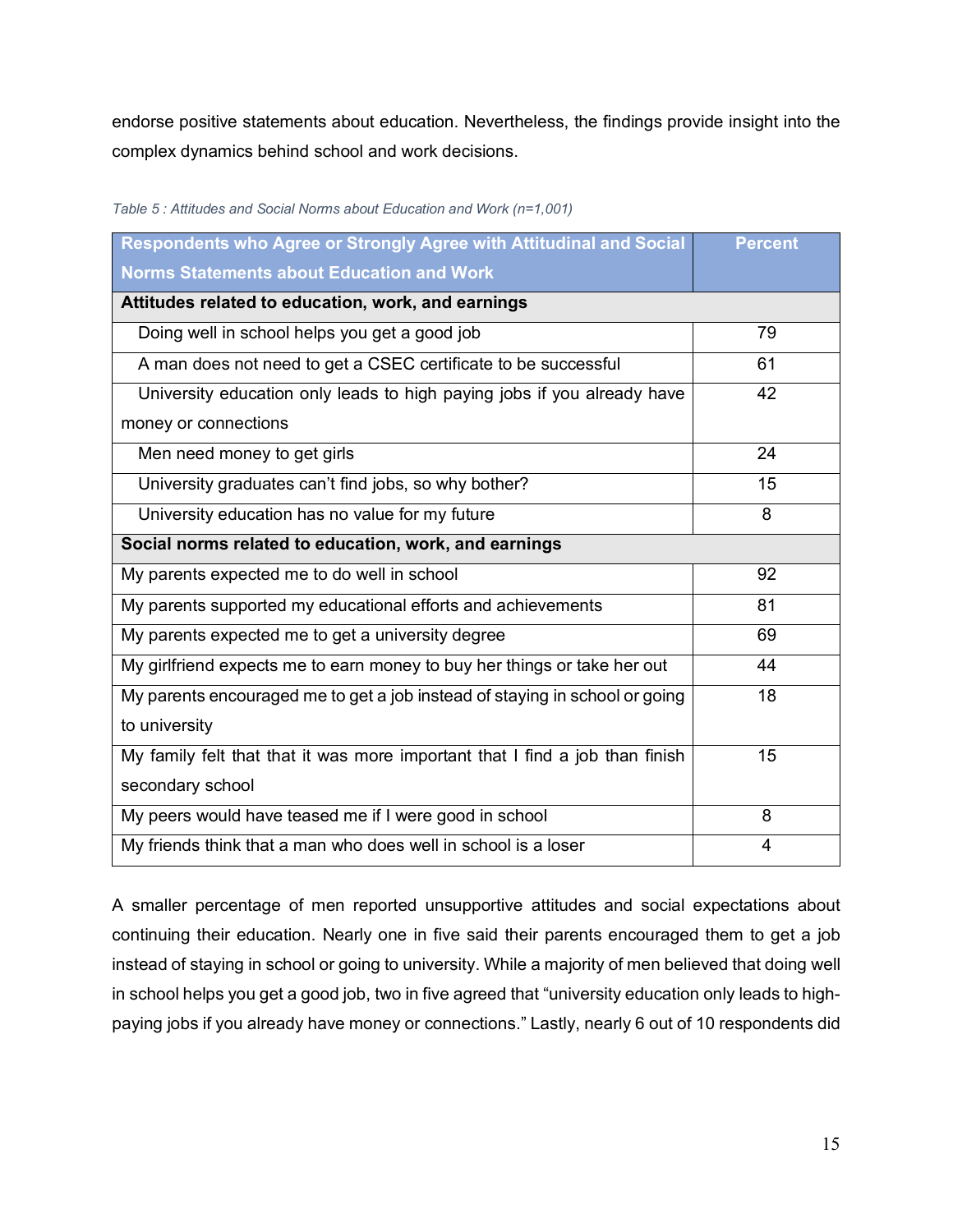endorse positive statements about education. Nevertheless, the findings provide insight into the complex dynamics behind school and work decisions.

*Table 5 : Attitudes and Social Norms about Education and Work (n=1,001)*

| Respondents who Agree or Strongly Agree with Attitudinal and Social Norms Statements about Education and Work | Percent |
|---|---|
| **Attitudes related to education, work, and earnings** | |
| Doing well in school helps you get a good job | 79 |
| A man does not need to get a CSEC certificate to be successful | 61 |
| University education only leads to high paying jobs if you already have money or connections | 42 |
| Men need money to get girls | 24 |
| University graduates can't find jobs, so why bother? | 15 |
| University education has no value for my future | 8 |
| **Social norms related to education, work, and earnings** | |
| My parents expected me to do well in school | 92 |
| My parents supported my educational efforts and achievements | 81 |
| My parents expected me to get a university degree | 69 |
| My girlfriend expects me to earn money to buy her things or take her out | 44 |
| My parents encouraged me to get a job instead of staying in school or going to university | 18 |
| My family felt that that it was more important that I find a job than finish secondary school | 15 |
| My peers would have teased me if I were good in school | 8 |
| My friends think that a man who does well in school is a loser | 4 |

A smaller percentage of men reported unsupportive attitudes and social expectations about continuing their education. Nearly one in five said their parents encouraged them to get a job instead of staying in school or going to university. While a majority of men believed that doing well in school helps you get a good job, two in five agreed that "university education only leads to high-paying jobs if you already have money or connections." Lastly, nearly 6 out of 10 respondents did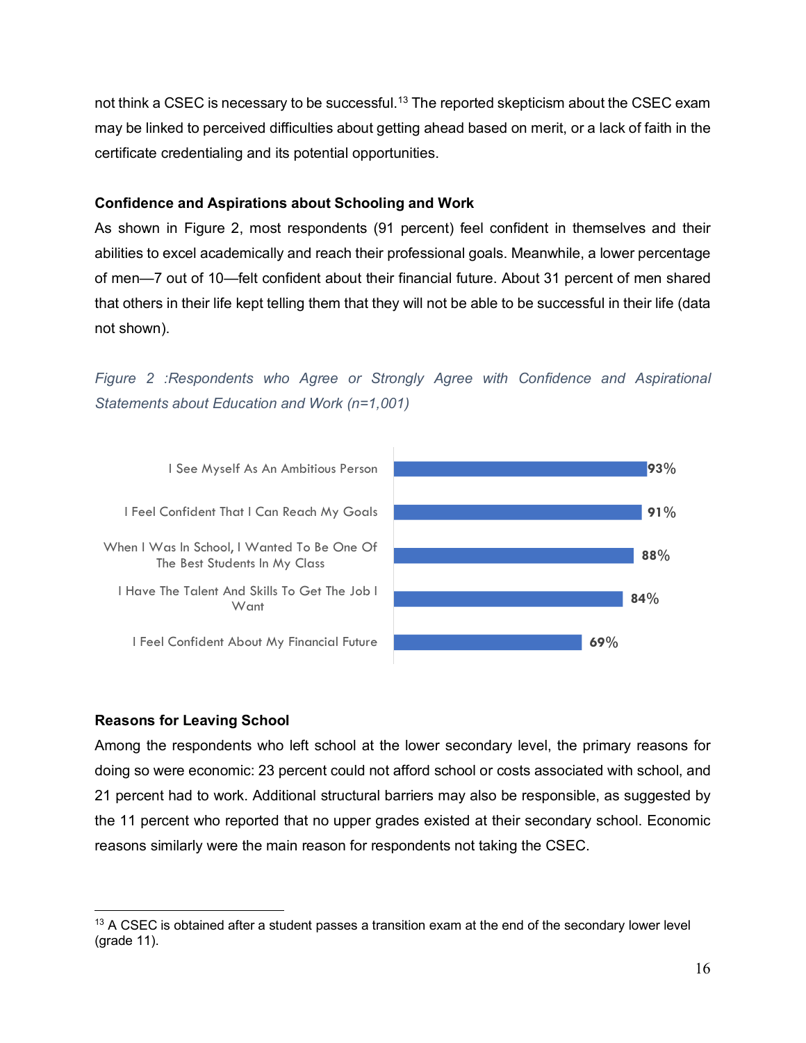not think a CSEC is necessary to be successful.[13] The reported skepticism about the CSEC exam may be linked to perceived difficulties about getting ahead based on merit, or a lack of faith in the certificate credentialing and its potential opportunities.

### Confidence and Aspirations about Schooling and Work

As shown in Figure 2, most respondents (91 percent) feel confident in themselves and their abilities to excel academically and reach their professional goals. Meanwhile, a lower percentage of men—7 out of 10—felt confident about their financial future. About 31 percent of men shared that others in their life kept telling them that they will not be able to be successful in their life (data not shown).

*Figure 2 :Respondents who Agree or Strongly Agree with Confidence and Aspirational Statements about Education and Work (n=1,001)*

| Statement | Percent |
|---|---|
| I See Myself As An Ambitious Person | 93% |
| I Feel Confident That I Can Reach My Goals | 91% |
| When I Was In School, I Wanted To Be One Of The Best Students In My Class | 88% |
| I Have The Talent And Skills To Get The Job I Want | 84% |
| I Feel Confident About My Financial Future | 69% |

### Reasons for Leaving School

Among the respondents who left school at the lower secondary level, the primary reasons for doing so were economic: 23 percent could not afford school or costs associated with school, and 21 percent had to work. Additional structural barriers may also be responsible, as suggested by the 11 percent who reported that no upper grades existed at their secondary school. Economic reasons similarly were the main reason for respondents not taking the CSEC.

[13] A CSEC is obtained after a student passes a transition exam at the end of the secondary lower level (grade 11).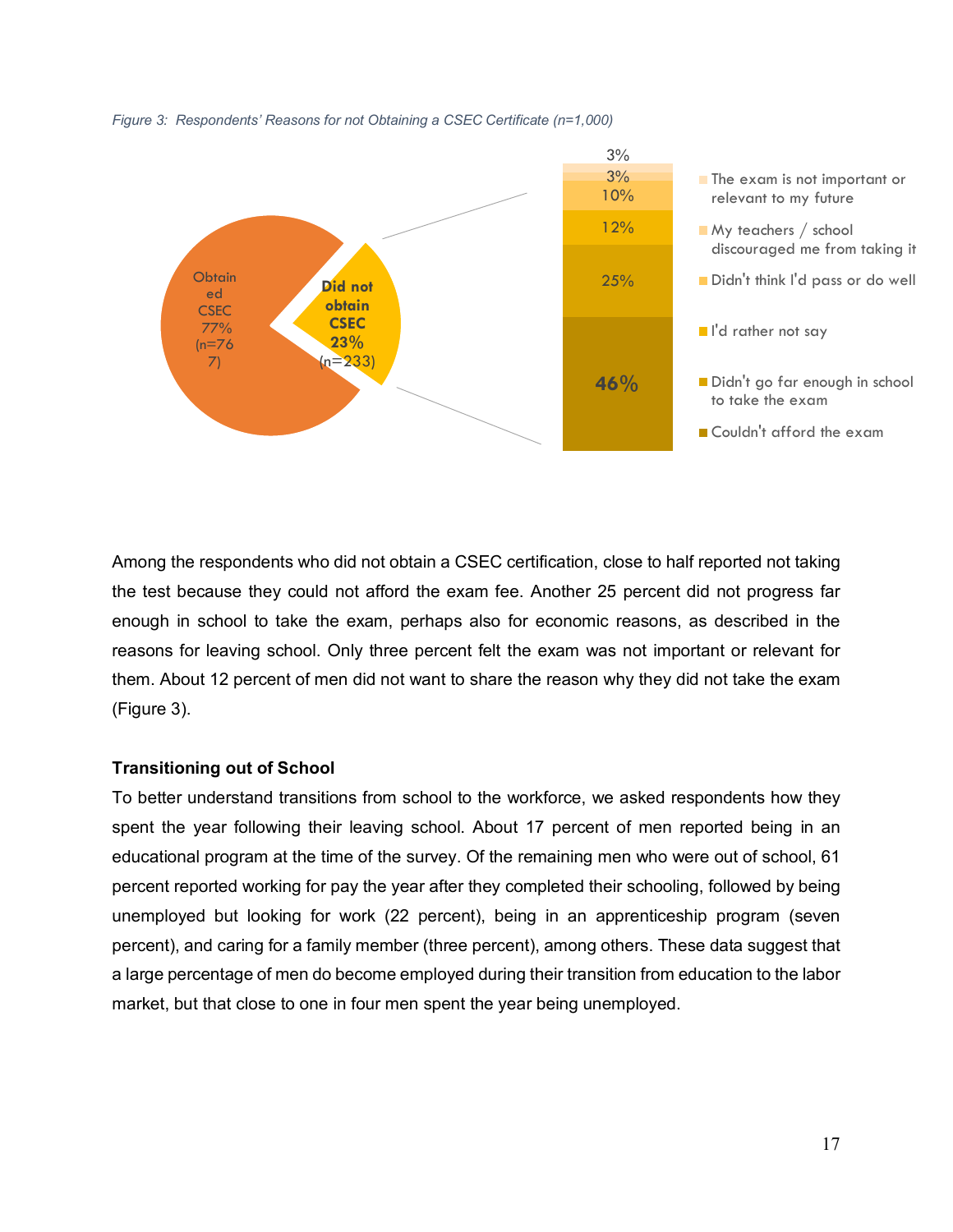*Figure 3: Respondents' Reasons for not Obtaining a CSEC Certificate (n=1,000)*

Among the respondents who did not obtain a CSEC certification, close to half reported not taking the test because they could not afford the exam fee. Another 25 percent did not progress far enough in school to take the exam, perhaps also for economic reasons, as described in the reasons for leaving school. Only three percent felt the exam was not important or relevant for them. About 12 percent of men did not want to share the reason why they did not take the exam (Figure 3).

**Transitioning out of School**

To better understand transitions from school to the workforce, we asked respondents how they spent the year following their leaving school. About 17 percent of men reported being in an educational program at the time of the survey. Of the remaining men who were out of school, 61 percent reported working for pay the year after they completed their schooling, followed by being unemployed but looking for work (22 percent), being in an apprenticeship program (seven percent), and caring for a family member (three percent), among others. These data suggest that a large percentage of men do become employed during their transition from education to the labor market, but that close to one in four men spent the year being unemployed.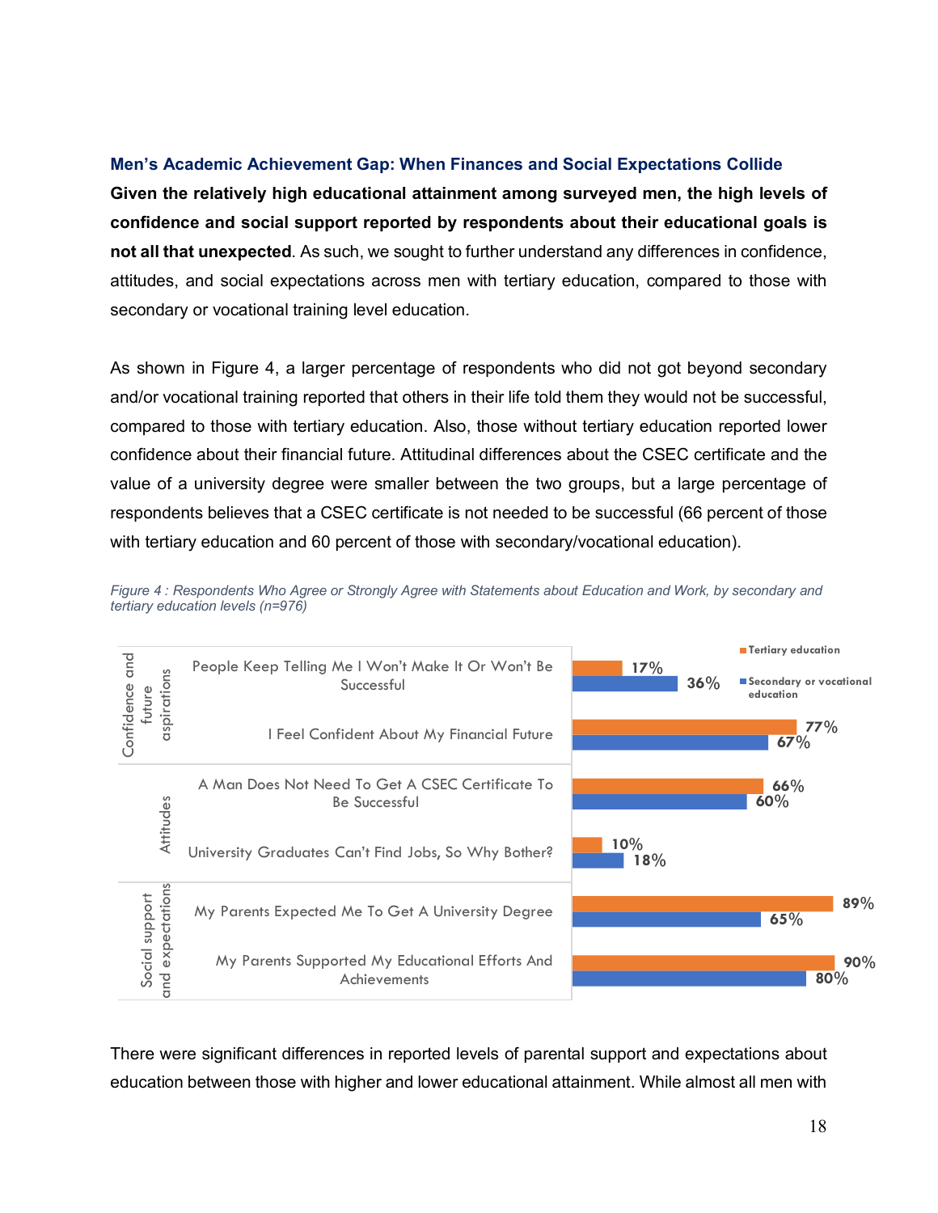### Men's Academic Achievement Gap: When Finances and Social Expectations Collide

**Given the relatively high educational attainment among surveyed men, the high levels of confidence and social support reported by respondents about their educational goals is not all that unexpected**. As such, we sought to further understand any differences in confidence, attitudes, and social expectations across men with tertiary education, compared to those with secondary or vocational training level education.

As shown in Figure 4, a larger percentage of respondents who did not got beyond secondary and/or vocational training reported that others in their life told them they would not be successful, compared to those with tertiary education. Also, those without tertiary education reported lower confidence about their financial future. Attitudinal differences about the CSEC certificate and the value of a university degree were smaller between the two groups, but a large percentage of respondents believes that a CSEC certificate is not needed to be successful (66 percent of those with tertiary education and 60 percent of those with secondary/vocational education).

*Figure 4 : Respondents Who Agree or Strongly Agree with Statements about Education and Work, by secondary and tertiary education levels (n=976)*

| Category | Statement | Tertiary education | Secondary or vocational education |
|---|---|---|---|
| Confidence and future aspirations | People Keep Telling Me I Won't Make It Or Won't Be Successful | 17% | 36% |
| | I Feel Confident About My Financial Future | 77% | 67% |
| Attitudes | A Man Does Not Need To Get A CSEC Certificate To Be Successful | 66% | 60% |
| | University Graduates Can't Find Jobs, So Why Bother? | 10% | 18% |
| Social support and expectations | My Parents Expected Me To Get A University Degree | 89% | 65% |
| | My Parents Supported My Educational Efforts And Achievements | 90% | 80% |

There were significant differences in reported levels of parental support and expectations about education between those with higher and lower educational attainment. While almost all men with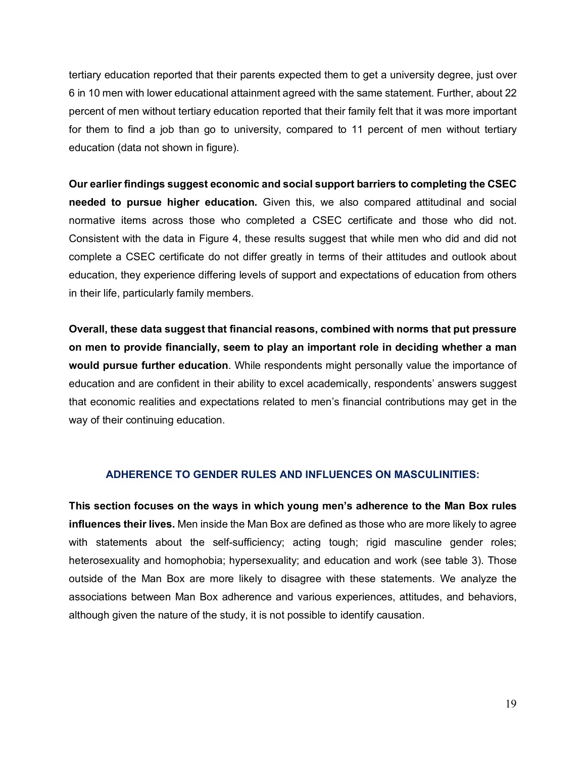tertiary education reported that their parents expected them to get a university degree, just over 6 in 10 men with lower educational attainment agreed with the same statement. Further, about 22 percent of men without tertiary education reported that their family felt that it was more important for them to find a job than go to university, compared to 11 percent of men without tertiary education (data not shown in figure).

**Our earlier findings suggest economic and social support barriers to completing the CSEC needed to pursue higher education.** Given this, we also compared attitudinal and social normative items across those who completed a CSEC certificate and those who did not. Consistent with the data in Figure 4, these results suggest that while men who did and did not complete a CSEC certificate do not differ greatly in terms of their attitudes and outlook about education, they experience differing levels of support and expectations of education from others in their life, particularly family members.

**Overall, these data suggest that financial reasons, combined with norms that put pressure on men to provide financially, seem to play an important role in deciding whether a man would pursue further education**. While respondents might personally value the importance of education and are confident in their ability to excel academically, respondents' answers suggest that economic realities and expectations related to men's financial contributions may get in the way of their continuing education.

## ADHERENCE TO GENDER RULES AND INFLUENCES ON MASCULINITIES:

**This section focuses on the ways in which young men's adherence to the Man Box rules influences their lives.** Men inside the Man Box are defined as those who are more likely to agree with statements about the self-sufficiency; acting tough; rigid masculine gender roles; heterosexuality and homophobia; hypersexuality; and education and work (see table 3). Those outside of the Man Box are more likely to disagree with these statements. We analyze the associations between Man Box adherence and various experiences, attitudes, and behaviors, although given the nature of the study, it is not possible to identify causation.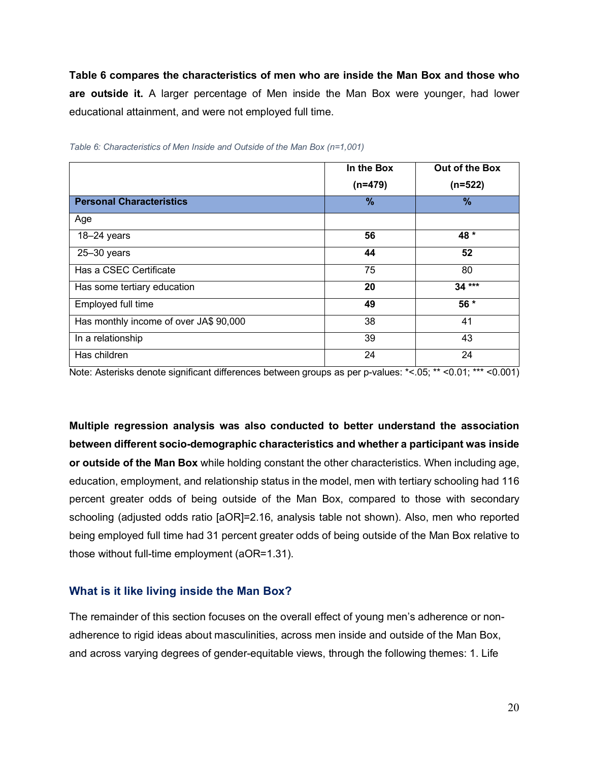**Table 6 compares the characteristics of men who are inside the Man Box and those who are outside it.** A larger percentage of Men inside the Man Box were younger, had lower educational attainment, and were not employed full time.

*Table 6: Characteristics of Men Inside and Outside of the Man Box (n=1,001)*

| | In the Box (n=479) | Out of the Box (n=522) |
|---|---|---|
| **Personal Characteristics** | **%** | **%** |
| Age | | |
| 18–24 years | **56** | **48 \*** |
| 25–30 years | **44** | **52** |
| Has a CSEC Certificate | 75 | 80 |
| Has some tertiary education | **20** | **34 \*\*\*** |
| Employed full time | **49** | **56 \*** |
| Has monthly income of over JA$ 90,000 | 38 | 41 |
| In a relationship | 39 | 43 |
| Has children | 24 | 24 |

Note: Asterisks denote significant differences between groups as per p-values: *<.05; ** <0.01; *** <0.001)

**Multiple regression analysis was also conducted to better understand the association between different socio-demographic characteristics and whether a participant was inside or outside of the Man Box** while holding constant the other characteristics. When including age, education, employment, and relationship status in the model, men with tertiary schooling had 116 percent greater odds of being outside of the Man Box, compared to those with secondary schooling (adjusted odds ratio [aOR]=2.16, analysis table not shown). Also, men who reported being employed full time had 31 percent greater odds of being outside of the Man Box relative to those without full-time employment (aOR=1.31).

## What is it like living inside the Man Box?

The remainder of this section focuses on the overall effect of young men's adherence or non-adherence to rigid ideas about masculinities, across men inside and outside of the Man Box, and across varying degrees of gender-equitable views, through the following themes: 1. Life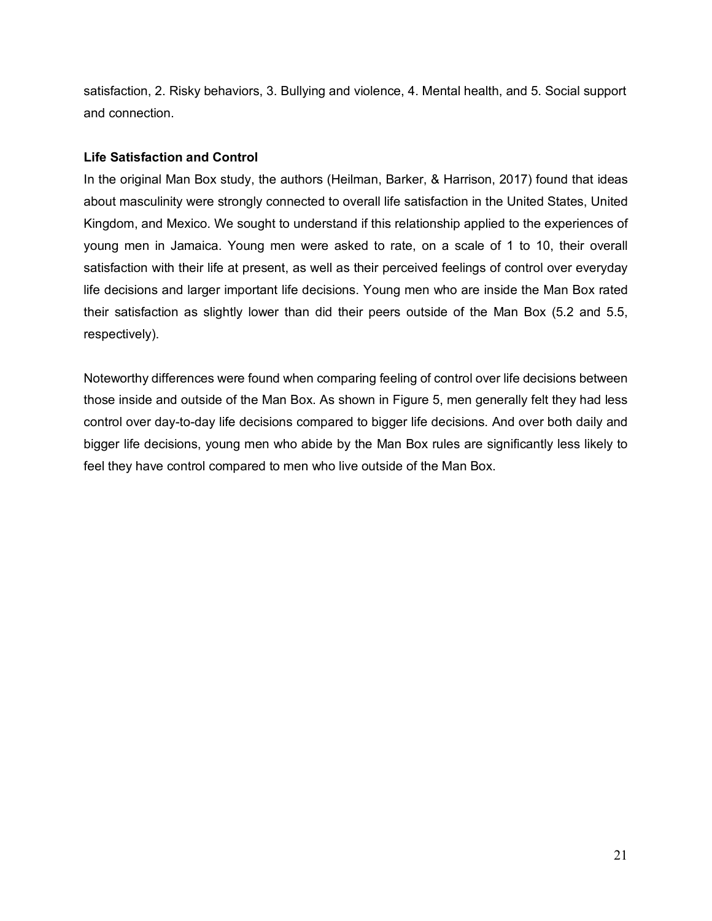satisfaction, 2. Risky behaviors, 3. Bullying and violence, 4. Mental health, and 5. Social support and connection.

**Life Satisfaction and Control**

In the original Man Box study, the authors (Heilman, Barker, & Harrison, 2017) found that ideas about masculinity were strongly connected to overall life satisfaction in the United States, United Kingdom, and Mexico. We sought to understand if this relationship applied to the experiences of young men in Jamaica. Young men were asked to rate, on a scale of 1 to 10, their overall satisfaction with their life at present, as well as their perceived feelings of control over everyday life decisions and larger important life decisions. Young men who are inside the Man Box rated their satisfaction as slightly lower than did their peers outside of the Man Box (5.2 and 5.5, respectively).

Noteworthy differences were found when comparing feeling of control over life decisions between those inside and outside of the Man Box. As shown in Figure 5, men generally felt they had less control over day-to-day life decisions compared to bigger life decisions. And over both daily and bigger life decisions, young men who abide by the Man Box rules are significantly less likely to feel they have control compared to men who live outside of the Man Box.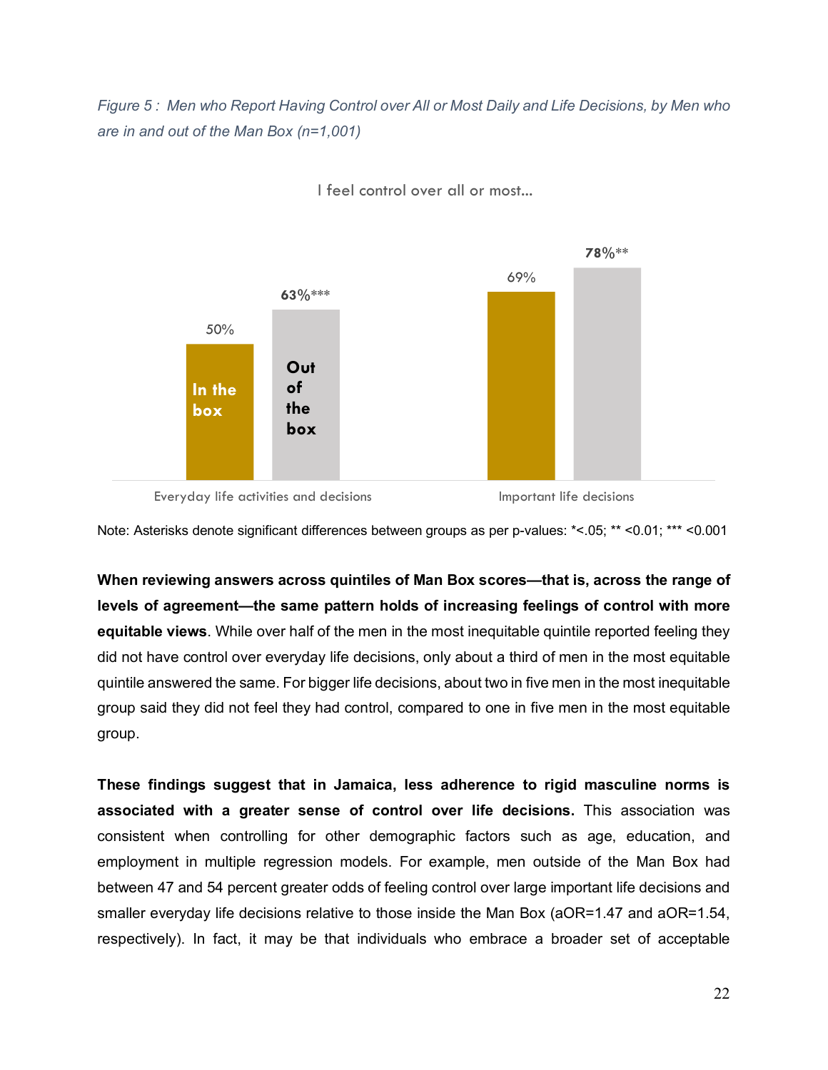*Figure 5 : Men who Report Having Control over All or Most Daily and Life Decisions, by Men who are in and out of the Man Box (n=1,001)*

I feel control over all or most...

| | In the box | Out of the box |
|---|---|---|
| Everyday life activities and decisions | 50% | 63%*** |
| Important life decisions | 69% | 78%** |

Note: Asterisks denote significant differences between groups as per p-values: *<.05; ** <0.01; *** <0.001

**When reviewing answers across quintiles of Man Box scores—that is, across the range of levels of agreement—the same pattern holds of increasing feelings of control with more equitable views**. While over half of the men in the most inequitable quintile reported feeling they did not have control over everyday life decisions, only about a third of men in the most equitable quintile answered the same. For bigger life decisions, about two in five men in the most inequitable group said they did not feel they had control, compared to one in five men in the most equitable group.

**These findings suggest that in Jamaica, less adherence to rigid masculine norms is associated with a greater sense of control over life decisions.** This association was consistent when controlling for other demographic factors such as age, education, and employment in multiple regression models. For example, men outside of the Man Box had between 47 and 54 percent greater odds of feeling control over large important life decisions and smaller everyday life decisions relative to those inside the Man Box (aOR=1.47 and aOR=1.54, respectively). In fact, it may be that individuals who embrace a broader set of acceptable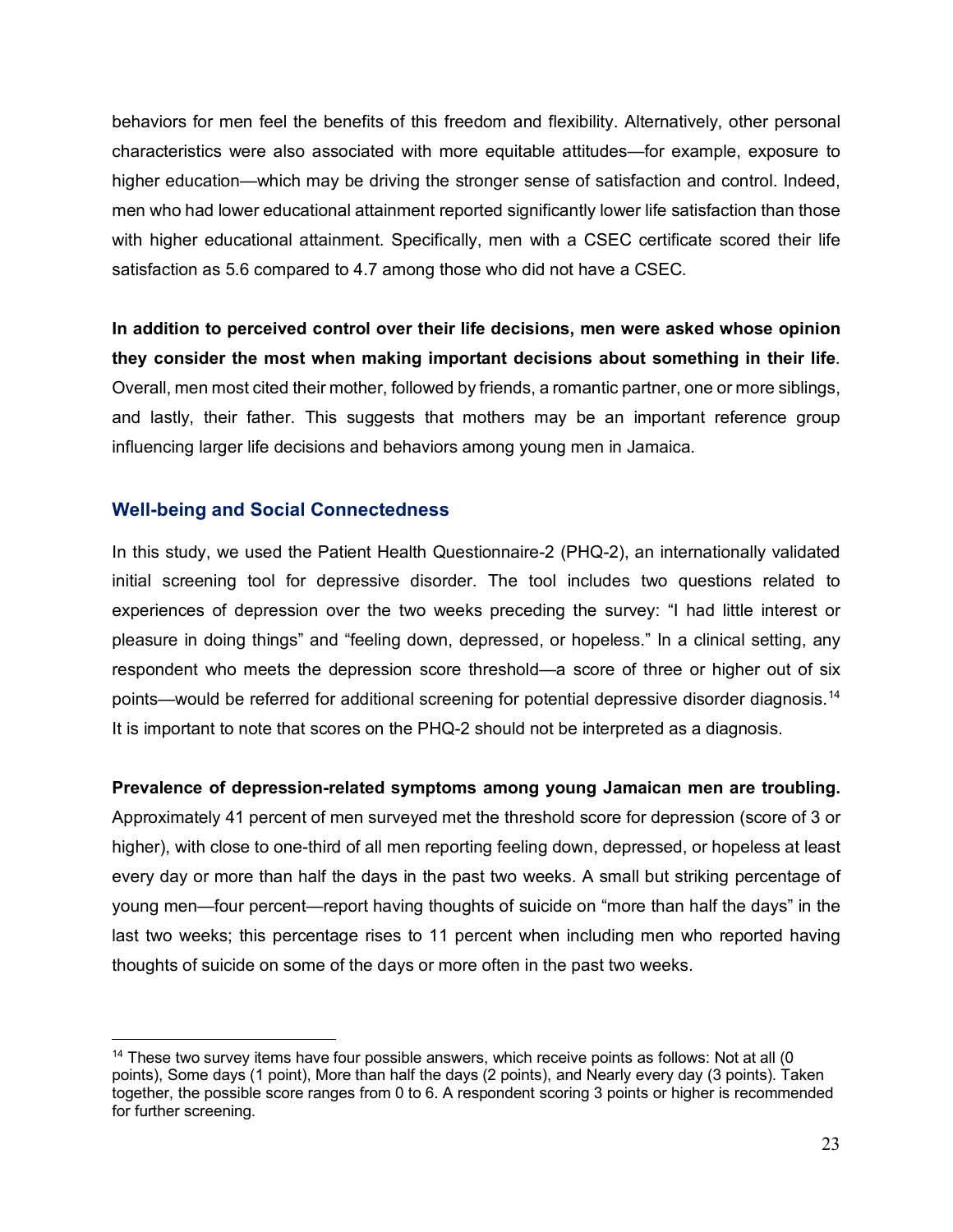behaviors for men feel the benefits of this freedom and flexibility. Alternatively, other personal characteristics were also associated with more equitable attitudes—for example, exposure to higher education—which may be driving the stronger sense of satisfaction and control. Indeed, men who had lower educational attainment reported significantly lower life satisfaction than those with higher educational attainment. Specifically, men with a CSEC certificate scored their life satisfaction as 5.6 compared to 4.7 among those who did not have a CSEC.

**In addition to perceived control over their life decisions, men were asked whose opinion they consider the most when making important decisions about something in their life**. Overall, men most cited their mother, followed by friends, a romantic partner, one or more siblings, and lastly, their father. This suggests that mothers may be an important reference group influencing larger life decisions and behaviors among young men in Jamaica.

## Well-being and Social Connectedness

In this study, we used the Patient Health Questionnaire-2 (PHQ-2), an internationally validated initial screening tool for depressive disorder. The tool includes two questions related to experiences of depression over the two weeks preceding the survey: "I had little interest or pleasure in doing things" and "feeling down, depressed, or hopeless." In a clinical setting, any respondent who meets the depression score threshold—a score of three or higher out of six points—would be referred for additional screening for potential depressive disorder diagnosis.[14] It is important to note that scores on the PHQ-2 should not be interpreted as a diagnosis.

**Prevalence of depression-related symptoms among young Jamaican men are troubling.** Approximately 41 percent of men surveyed met the threshold score for depression (score of 3 or higher), with close to one-third of all men reporting feeling down, depressed, or hopeless at least every day or more than half the days in the past two weeks. A small but striking percentage of young men—four percent—report having thoughts of suicide on "more than half the days" in the last two weeks; this percentage rises to 11 percent when including men who reported having thoughts of suicide on some of the days or more often in the past two weeks.

[14] These two survey items have four possible answers, which receive points as follows: Not at all (0 points), Some days (1 point), More than half the days (2 points), and Nearly every day (3 points). Taken together, the possible score ranges from 0 to 6. A respondent scoring 3 points or higher is recommended for further screening.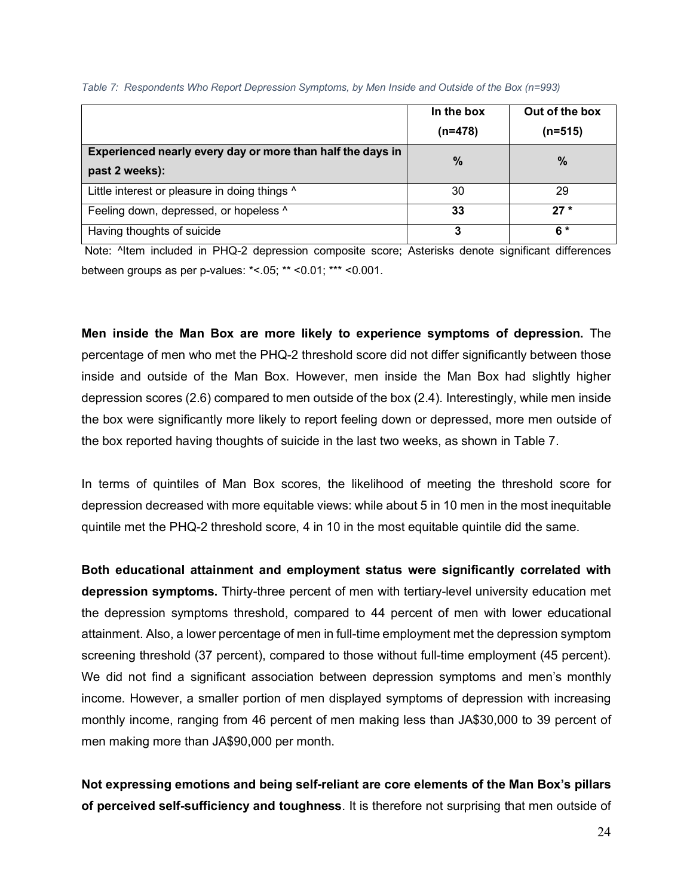*Table 7: Respondents Who Report Depression Symptoms, by Men Inside and Outside of the Box (n=993)*

| | In the box (n=478) | Out of the box (n=515) |
|---|---|---|
| **Experienced nearly every day or more than half the days in past 2 weeks):** | **%** | **%** |
| Little interest or pleasure in doing things ^ | 30 | 29 |
| Feeling down, depressed, or hopeless ^ | **33** | **27 \*** |
| Having thoughts of suicide | **3** | **6 \*** |

Note: ^Item included in PHQ-2 depression composite score; Asterisks denote significant differences between groups as per p-values: *<.05; ** <0.01; *** <0.001.

**Men inside the Man Box are more likely to experience symptoms of depression.** The percentage of men who met the PHQ-2 threshold score did not differ significantly between those inside and outside of the Man Box. However, men inside the Man Box had slightly higher depression scores (2.6) compared to men outside of the box (2.4). Interestingly, while men inside the box were significantly more likely to report feeling down or depressed, more men outside of the box reported having thoughts of suicide in the last two weeks, as shown in Table 7.

In terms of quintiles of Man Box scores, the likelihood of meeting the threshold score for depression decreased with more equitable views: while about 5 in 10 men in the most inequitable quintile met the PHQ-2 threshold score, 4 in 10 in the most equitable quintile did the same.

**Both educational attainment and employment status were significantly correlated with depression symptoms.** Thirty-three percent of men with tertiary-level university education met the depression symptoms threshold, compared to 44 percent of men with lower educational attainment. Also, a lower percentage of men in full-time employment met the depression symptom screening threshold (37 percent), compared to those without full-time employment (45 percent). We did not find a significant association between depression symptoms and men's monthly income. However, a smaller portion of men displayed symptoms of depression with increasing monthly income, ranging from 46 percent of men making less than JA$30,000 to 39 percent of men making more than JA$90,000 per month.

**Not expressing emotions and being self-reliant are core elements of the Man Box's pillars of perceived self-sufficiency and toughness**. It is therefore not surprising that men outside of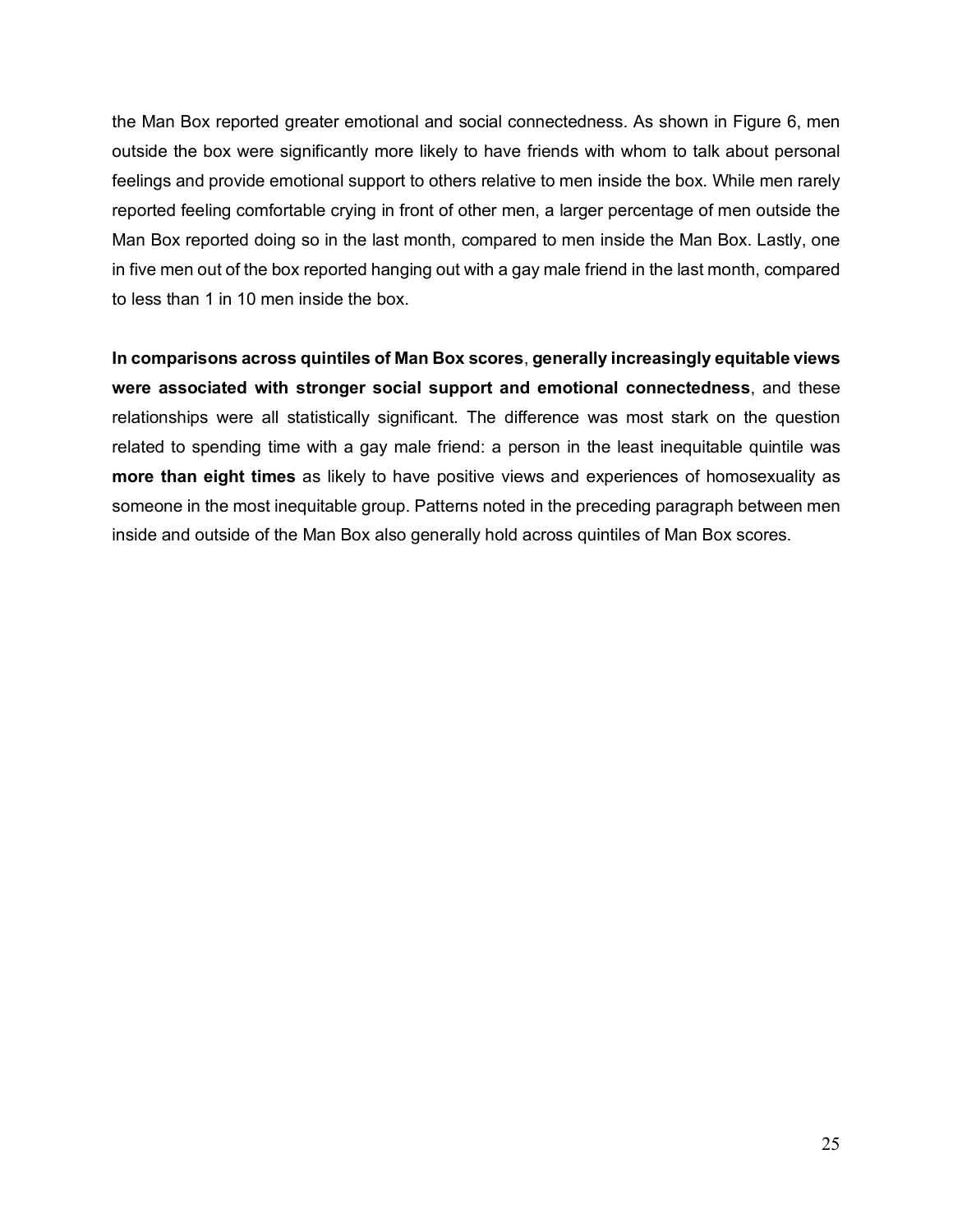the Man Box reported greater emotional and social connectedness. As shown in Figure 6, men outside the box were significantly more likely to have friends with whom to talk about personal feelings and provide emotional support to others relative to men inside the box. While men rarely reported feeling comfortable crying in front of other men, a larger percentage of men outside the Man Box reported doing so in the last month, compared to men inside the Man Box. Lastly, one in five men out of the box reported hanging out with a gay male friend in the last month, compared to less than 1 in 10 men inside the box.

**In comparisons across quintiles of Man Box scores**, **generally increasingly equitable views were associated with stronger social support and emotional connectedness**, and these relationships were all statistically significant. The difference was most stark on the question related to spending time with a gay male friend: a person in the least inequitable quintile was **more than eight times** as likely to have positive views and experiences of homosexuality as someone in the most inequitable group. Patterns noted in the preceding paragraph between men inside and outside of the Man Box also generally hold across quintiles of Man Box scores.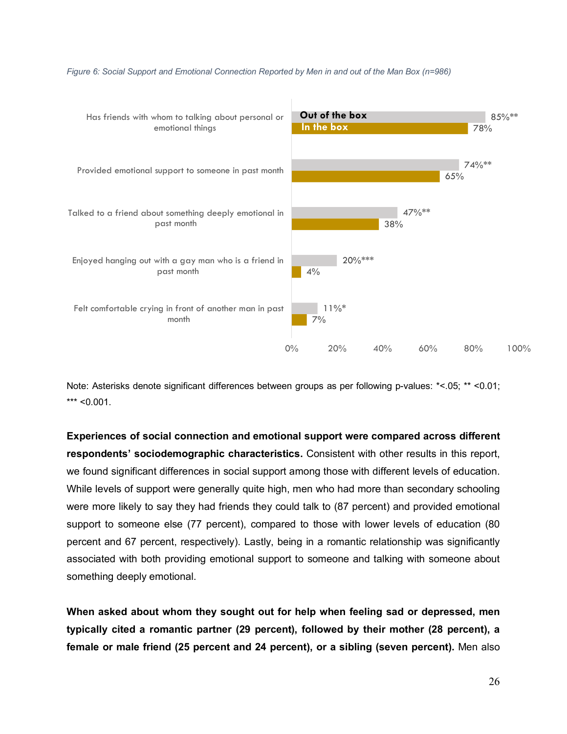*Figure 6: Social Support and Emotional Connection Reported by Men in and out of the Man Box (n=986)*

| | Out of the box | In the box |
|---|---|---|
| Has friends with whom to talking about personal or emotional things | 85%** | 78% |
| Provided emotional support to someone in past month | 74%** | 65% |
| Talked to a friend about something deeply emotional in past month | 47%** | 38% |
| Enjoyed hanging out with a gay man who is a friend in past month | 20%*** | 4% |
| Felt comfortable crying in front of another man in past month | 11%* | 7% |

Note: Asterisks denote significant differences between groups as per following p-values: *<.05; ** <0.01; *** <0.001.

**Experiences of social connection and emotional support were compared across different respondents' sociodemographic characteristics.** Consistent with other results in this report, we found significant differences in social support among those with different levels of education. While levels of support were generally quite high, men who had more than secondary schooling were more likely to say they had friends they could talk to (87 percent) and provided emotional support to someone else (77 percent), compared to those with lower levels of education (80 percent and 67 percent, respectively). Lastly, being in a romantic relationship was significantly associated with both providing emotional support to someone and talking with someone about something deeply emotional.

**When asked about whom they sought out for help when feeling sad or depressed, men typically cited a romantic partner (29 percent), followed by their mother (28 percent), a female or male friend (25 percent and 24 percent), or a sibling (seven percent).** Men also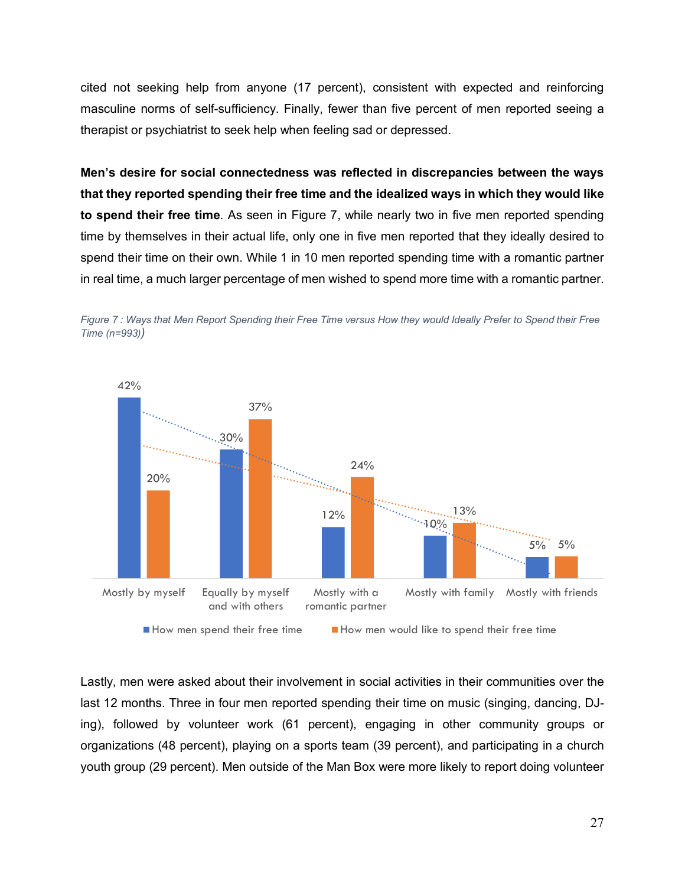cited not seeking help from anyone (17 percent), consistent with expected and reinforcing masculine norms of self-sufficiency. Finally, fewer than five percent of men reported seeing a therapist or psychiatrist to seek help when feeling sad or depressed.

**Men's desire for social connectedness was reflected in discrepancies between the ways that they reported spending their free time and the idealized ways in which they would like to spend their free time**. As seen in Figure 7, while nearly two in five men reported spending time by themselves in their actual life, only one in five men reported that they ideally desired to spend their time on their own. While 1 in 10 men reported spending time with a romantic partner in real time, a much larger percentage of men wished to spend more time with a romantic partner.

*Figure 7 : Ways that Men Report Spending their Free Time versus How they would Ideally Prefer to Spend their Free Time (n=993))*

| | How men spend their free time | How men would like to spend their free time |
|---|---|---|
| Mostly by myself | 42% | 20% |
| Equally by myself and with others | 30% | 37% |
| Mostly with a romantic partner | 12% | 24% |
| Mostly with family | 10% | 13% |
| Mostly with friends | 5% | 5% |

Lastly, men were asked about their involvement in social activities in their communities over the last 12 months. Three in four men reported spending their time on music (singing, dancing, DJ-ing), followed by volunteer work (61 percent), engaging in other community groups or organizations (48 percent), playing on a sports team (39 percent), and participating in a church youth group (29 percent). Men outside of the Man Box were more likely to report doing volunteer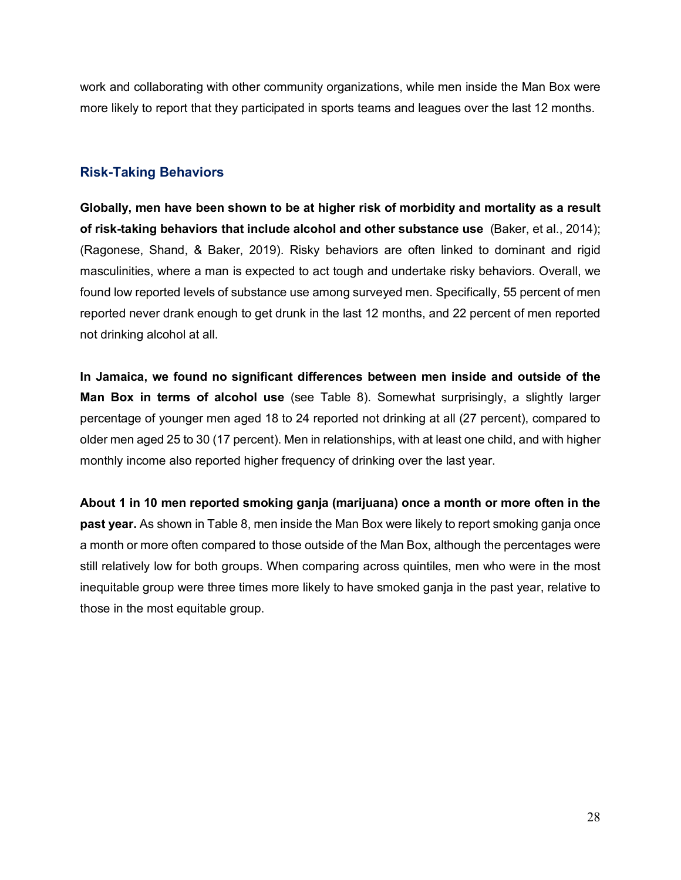work and collaborating with other community organizations, while men inside the Man Box were more likely to report that they participated in sports teams and leagues over the last 12 months.

## Risk-Taking Behaviors

**Globally, men have been shown to be at higher risk of morbidity and mortality as a result of risk-taking behaviors that include alcohol and other substance use** (Baker, et al., 2014); (Ragonese, Shand, & Baker, 2019). Risky behaviors are often linked to dominant and rigid masculinities, where a man is expected to act tough and undertake risky behaviors. Overall, we found low reported levels of substance use among surveyed men. Specifically, 55 percent of men reported never drank enough to get drunk in the last 12 months, and 22 percent of men reported not drinking alcohol at all.

**In Jamaica, we found no significant differences between men inside and outside of the Man Box in terms of alcohol use** (see Table 8). Somewhat surprisingly, a slightly larger percentage of younger men aged 18 to 24 reported not drinking at all (27 percent), compared to older men aged 25 to 30 (17 percent). Men in relationships, with at least one child, and with higher monthly income also reported higher frequency of drinking over the last year.

**About 1 in 10 men reported smoking ganja (marijuana) once a month or more often in the past year.** As shown in Table 8, men inside the Man Box were likely to report smoking ganja once a month or more often compared to those outside of the Man Box, although the percentages were still relatively low for both groups. When comparing across quintiles, men who were in the most inequitable group were three times more likely to have smoked ganja in the past year, relative to those in the most equitable group.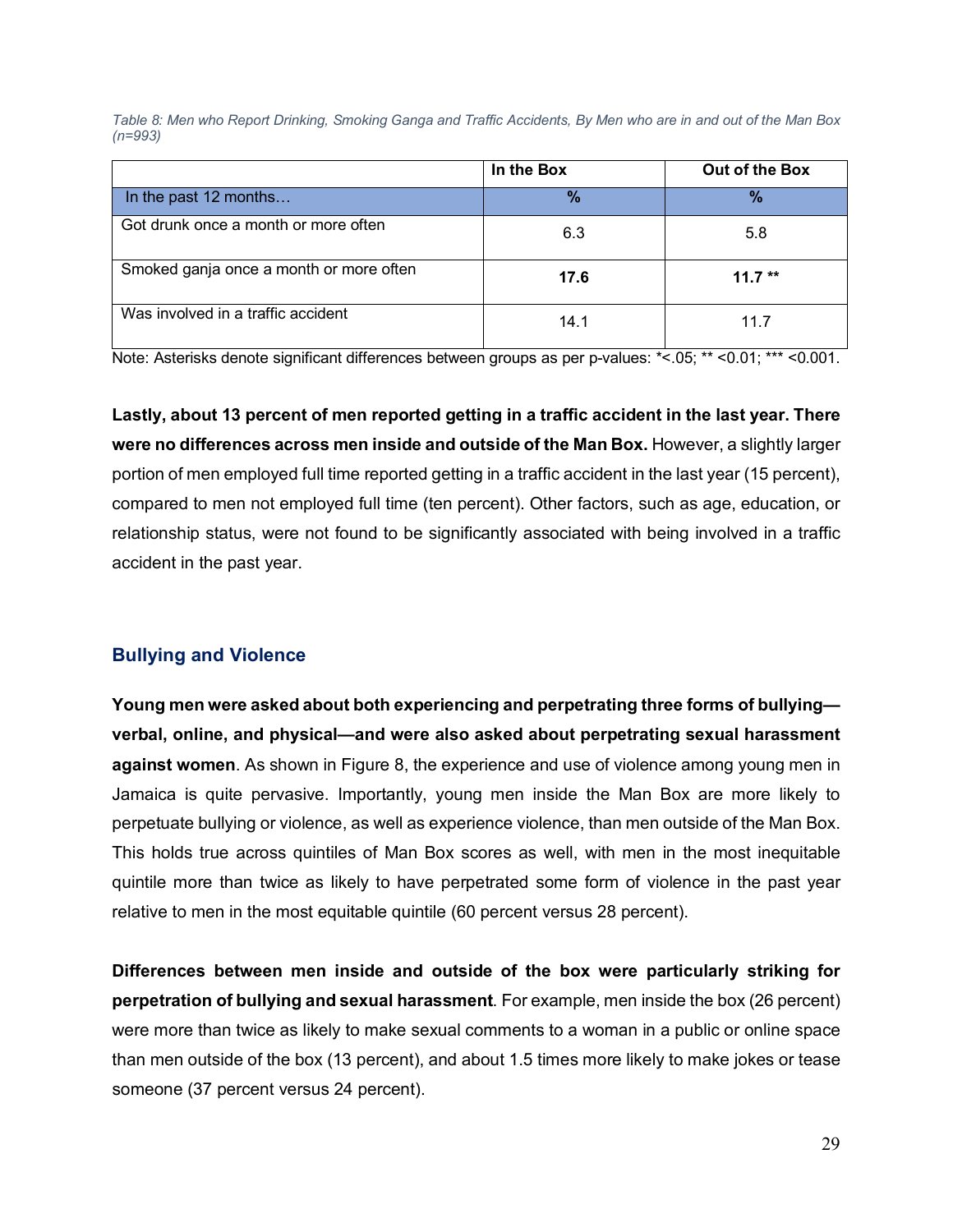*Table 8: Men who Report Drinking, Smoking Ganga and Traffic Accidents, By Men who are in and out of the Man Box (n=993)*

| | In the Box | Out of the Box |
|---|---|---|
| In the past 12 months… | % | % |
| Got drunk once a month or more often | 6.3 | 5.8 |
| Smoked ganja once a month or more often | **17.6** | **11.7 \*\*** |
| Was involved in a traffic accident | 14.1 | 11.7 |

Note: Asterisks denote significant differences between groups as per p-values: *<.05; ** <0.01; *** <0.001.

**Lastly, about 13 percent of men reported getting in a traffic accident in the last year. There were no differences across men inside and outside of the Man Box.** However, a slightly larger portion of men employed full time reported getting in a traffic accident in the last year (15 percent), compared to men not employed full time (ten percent). Other factors, such as age, education, or relationship status, were not found to be significantly associated with being involved in a traffic accident in the past year.

## Bullying and Violence

**Young men were asked about both experiencing and perpetrating three forms of bullying—verbal, online, and physical—and were also asked about perpetrating sexual harassment against women**. As shown in Figure 8, the experience and use of violence among young men in Jamaica is quite pervasive. Importantly, young men inside the Man Box are more likely to perpetuate bullying or violence, as well as experience violence, than men outside of the Man Box. This holds true across quintiles of Man Box scores as well, with men in the most inequitable quintile more than twice as likely to have perpetrated some form of violence in the past year relative to men in the most equitable quintile (60 percent versus 28 percent).

**Differences between men inside and outside of the box were particularly striking for perpetration of bullying and sexual harassment**. For example, men inside the box (26 percent) were more than twice as likely to make sexual comments to a woman in a public or online space than men outside of the box (13 percent), and about 1.5 times more likely to make jokes or tease someone (37 percent versus 24 percent).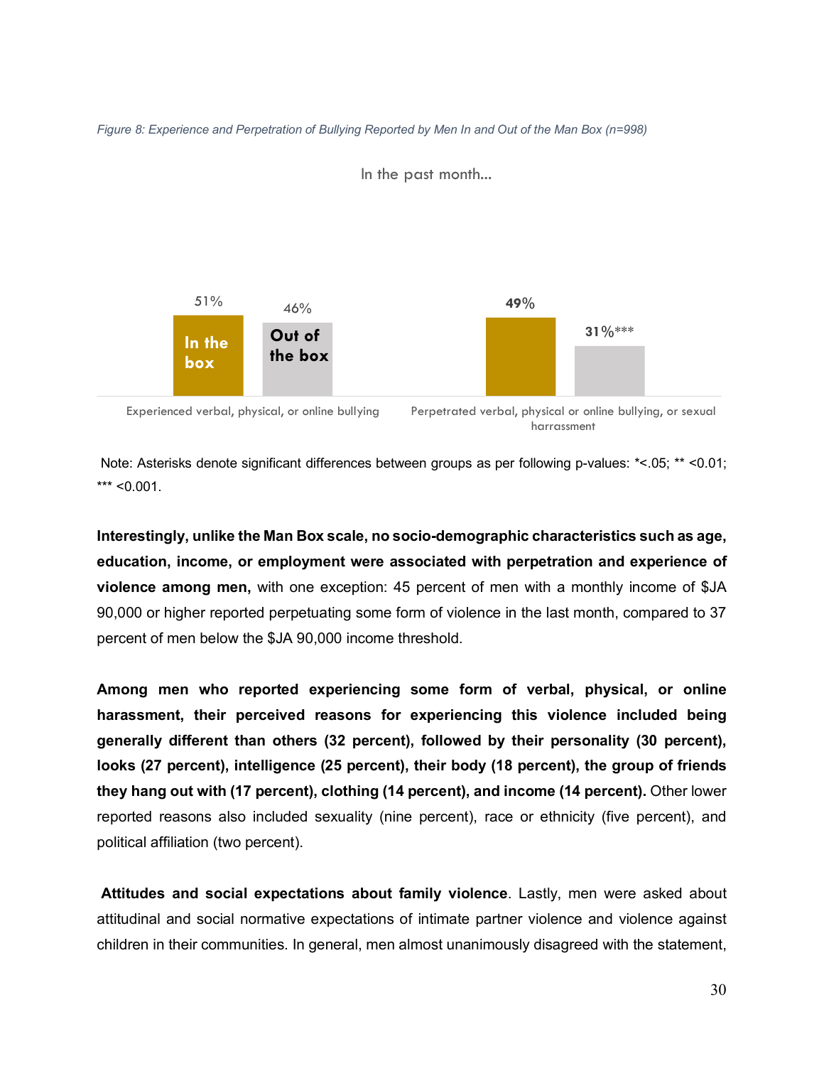*Figure 8: Experience and Perpetration of Bullying Reported by Men In and Out of the Man Box (n=998)*

In the past month...

| | In the box | Out of the box |
|---|---|---|
| Experienced verbal, physical, or online bullying | 51% | 46% |
| Perpetrated verbal, physical or online bullying, or sexual harrassment | 49% | 31%*** |

Note: Asterisks denote significant differences between groups as per following p-values: *<.05; ** <0.01; *** <0.001.

**Interestingly, unlike the Man Box scale, no socio-demographic characteristics such as age, education, income, or employment were associated with perpetration and experience of violence among men,** with one exception: 45 percent of men with a monthly income of $JA 90,000 or higher reported perpetuating some form of violence in the last month, compared to 37 percent of men below the $JA 90,000 income threshold.

**Among men who reported experiencing some form of verbal, physical, or online harassment, their perceived reasons for experiencing this violence included being generally different than others (32 percent), followed by their personality (30 percent), looks (27 percent), intelligence (25 percent), their body (18 percent), the group of friends they hang out with (17 percent), clothing (14 percent), and income (14 percent).** Other lower reported reasons also included sexuality (nine percent), race or ethnicity (five percent), and political affiliation (two percent).

**Attitudes and social expectations about family violence**. Lastly, men were asked about attitudinal and social normative expectations of intimate partner violence and violence against children in their communities. In general, men almost unanimously disagreed with the statement,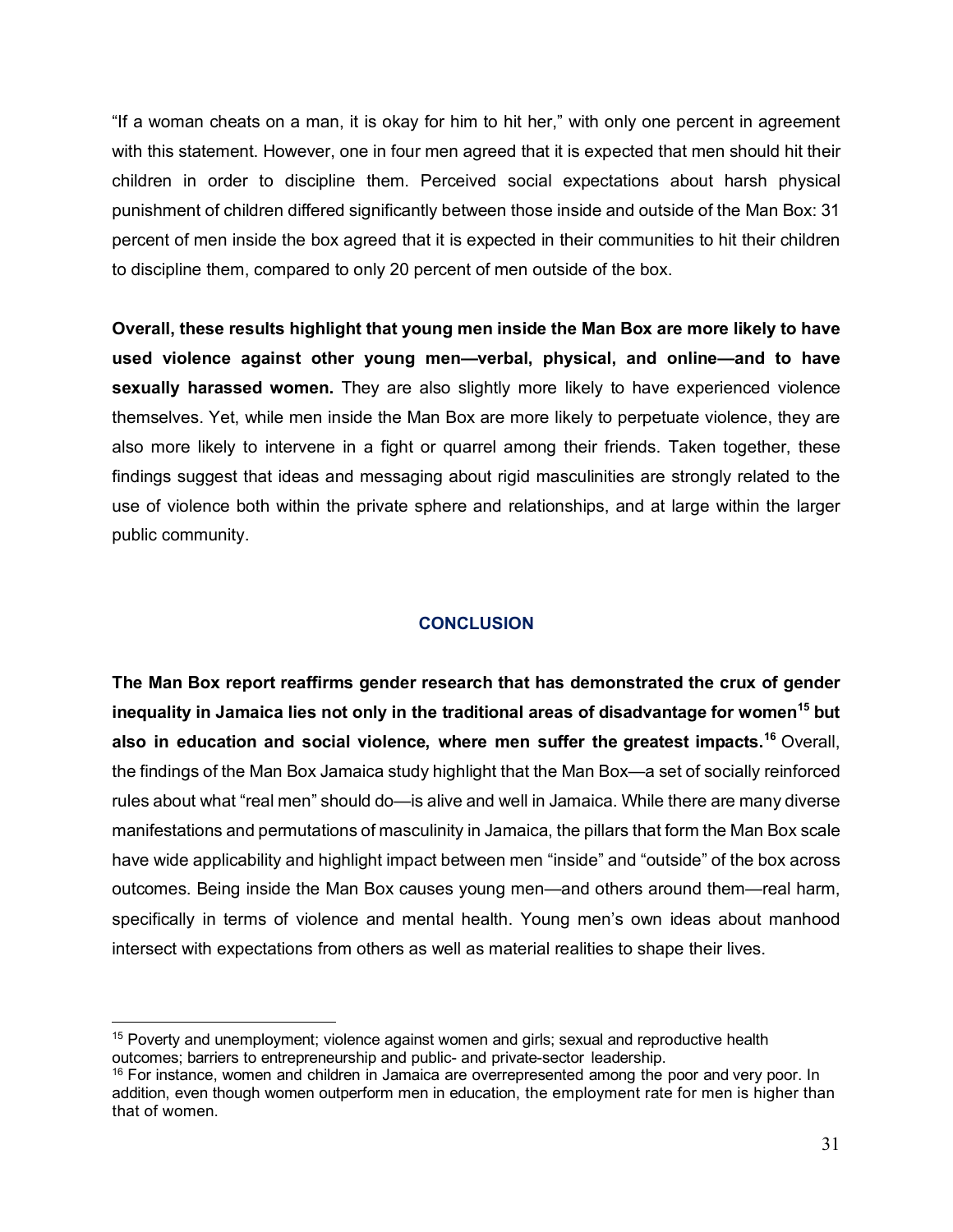"If a woman cheats on a man, it is okay for him to hit her," with only one percent in agreement with this statement. However, one in four men agreed that it is expected that men should hit their children in order to discipline them. Perceived social expectations about harsh physical punishment of children differed significantly between those inside and outside of the Man Box: 31 percent of men inside the box agreed that it is expected in their communities to hit their children to discipline them, compared to only 20 percent of men outside of the box.

**Overall, these results highlight that young men inside the Man Box are more likely to have used violence against other young men—verbal, physical, and online—and to have sexually harassed women.** They are also slightly more likely to have experienced violence themselves. Yet, while men inside the Man Box are more likely to perpetuate violence, they are also more likely to intervene in a fight or quarrel among their friends. Taken together, these findings suggest that ideas and messaging about rigid masculinities are strongly related to the use of violence both within the private sphere and relationships, and at large within the larger public community.

## CONCLUSION

**The Man Box report reaffirms gender research that has demonstrated the crux of gender inequality in Jamaica lies not only in the traditional areas of disadvantage for women[15] but also in education and social violence, where men suffer the greatest impacts.[16]** Overall, the findings of the Man Box Jamaica study highlight that the Man Box—a set of socially reinforced rules about what "real men" should do—is alive and well in Jamaica. While there are many diverse manifestations and permutations of masculinity in Jamaica, the pillars that form the Man Box scale have wide applicability and highlight impact between men "inside" and "outside" of the box across outcomes. Being inside the Man Box causes young men—and others around them—real harm, specifically in terms of violence and mental health. Young men's own ideas about manhood intersect with expectations from others as well as material realities to shape their lives.

---

[15] Poverty and unemployment; violence against women and girls; sexual and reproductive health outcomes; barriers to entrepreneurship and public- and private-sector leadership.

[16] For instance, women and children in Jamaica are overrepresented among the poor and very poor. In addition, even though women outperform men in education, the employment rate for men is higher than that of women.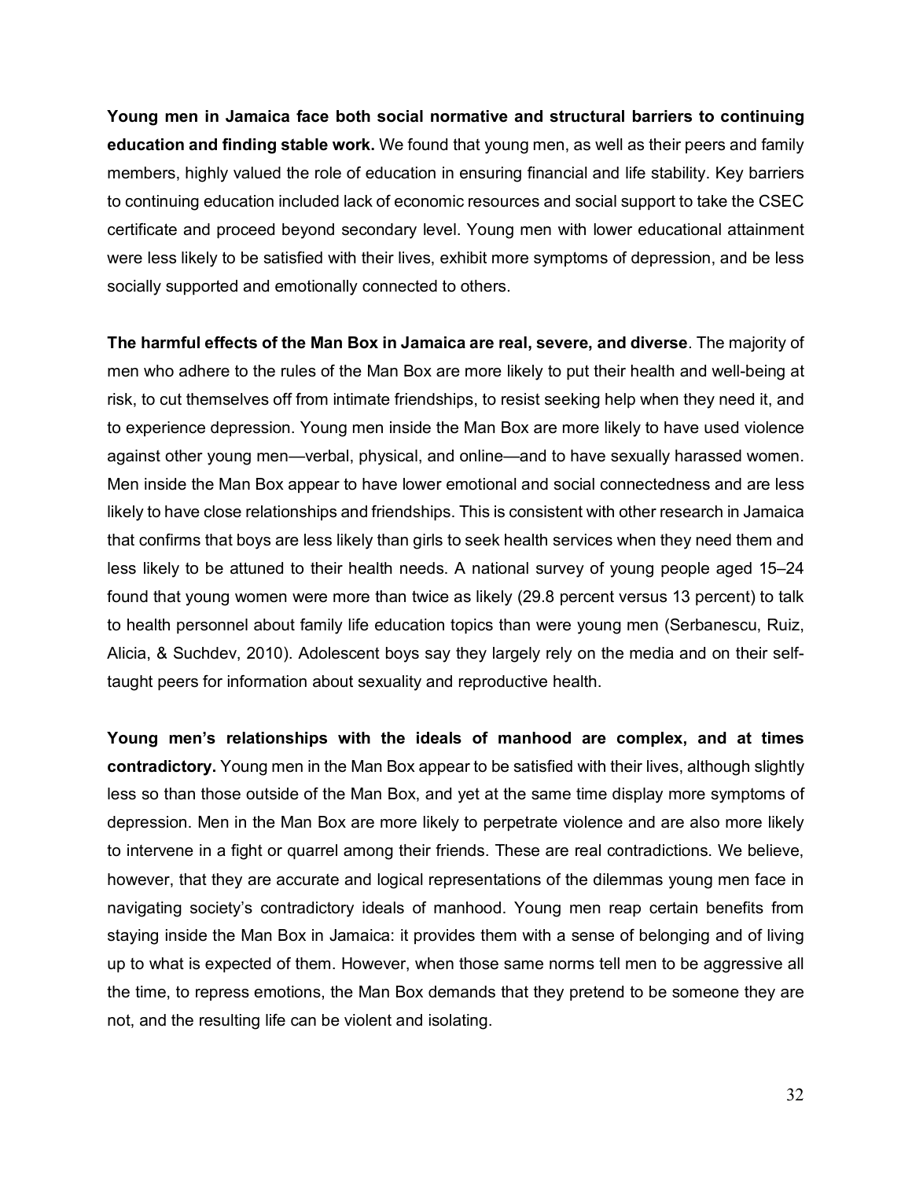**Young men in Jamaica face both social normative and structural barriers to continuing education and finding stable work.** We found that young men, as well as their peers and family members, highly valued the role of education in ensuring financial and life stability. Key barriers to continuing education included lack of economic resources and social support to take the CSEC certificate and proceed beyond secondary level. Young men with lower educational attainment were less likely to be satisfied with their lives, exhibit more symptoms of depression, and be less socially supported and emotionally connected to others.

**The harmful effects of the Man Box in Jamaica are real, severe, and diverse**. The majority of men who adhere to the rules of the Man Box are more likely to put their health and well-being at risk, to cut themselves off from intimate friendships, to resist seeking help when they need it, and to experience depression. Young men inside the Man Box are more likely to have used violence against other young men—verbal, physical, and online—and to have sexually harassed women. Men inside the Man Box appear to have lower emotional and social connectedness and are less likely to have close relationships and friendships. This is consistent with other research in Jamaica that confirms that boys are less likely than girls to seek health services when they need them and less likely to be attuned to their health needs. A national survey of young people aged 15–24 found that young women were more than twice as likely (29.8 percent versus 13 percent) to talk to health personnel about family life education topics than were young men (Serbanescu, Ruiz, Alicia, & Suchdev, 2010). Adolescent boys say they largely rely on the media and on their self-taught peers for information about sexuality and reproductive health.

**Young men's relationships with the ideals of manhood are complex, and at times contradictory.** Young men in the Man Box appear to be satisfied with their lives, although slightly less so than those outside of the Man Box, and yet at the same time display more symptoms of depression. Men in the Man Box are more likely to perpetrate violence and are also more likely to intervene in a fight or quarrel among their friends. These are real contradictions. We believe, however, that they are accurate and logical representations of the dilemmas young men face in navigating society's contradictory ideals of manhood. Young men reap certain benefits from staying inside the Man Box in Jamaica: it provides them with a sense of belonging and of living up to what is expected of them. However, when those same norms tell men to be aggressive all the time, to repress emotions, the Man Box demands that they pretend to be someone they are not, and the resulting life can be violent and isolating.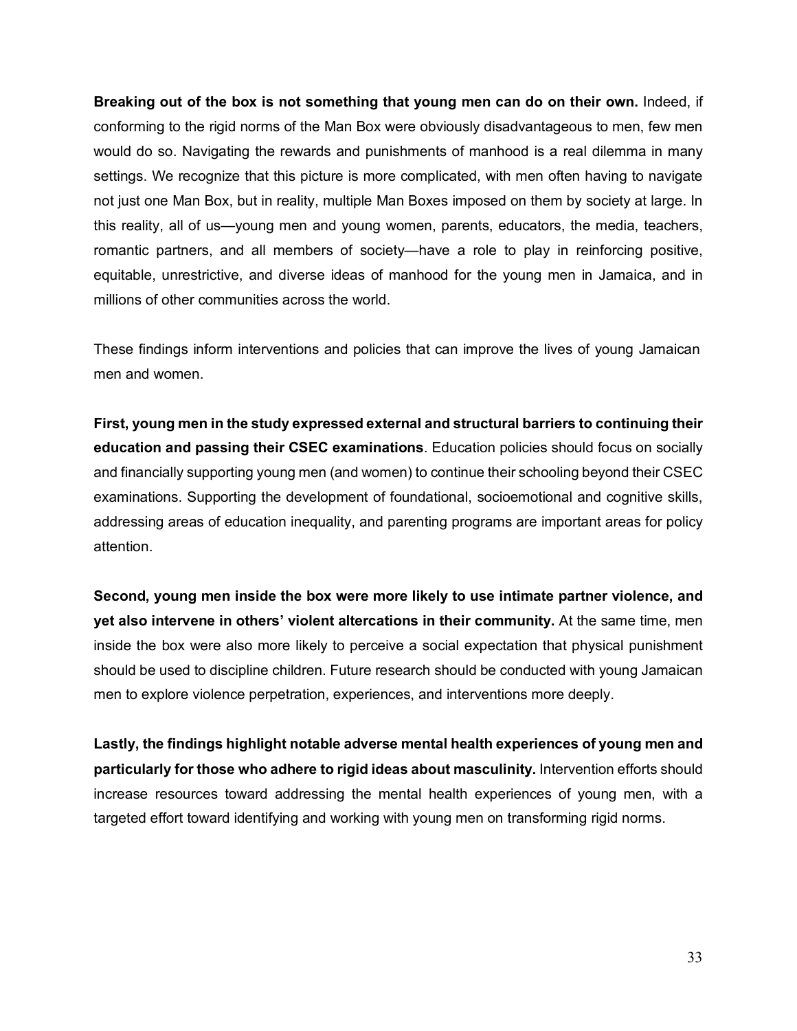**Breaking out of the box is not something that young men can do on their own.** Indeed, if conforming to the rigid norms of the Man Box were obviously disadvantageous to men, few men would do so. Navigating the rewards and punishments of manhood is a real dilemma in many settings. We recognize that this picture is more complicated, with men often having to navigate not just one Man Box, but in reality, multiple Man Boxes imposed on them by society at large. In this reality, all of us—young men and young women, parents, educators, the media, teachers, romantic partners, and all members of society—have a role to play in reinforcing positive, equitable, unrestrictive, and diverse ideas of manhood for the young men in Jamaica, and in millions of other communities across the world.

These findings inform interventions and policies that can improve the lives of young Jamaican men and women.

**First, young men in the study expressed external and structural barriers to continuing their education and passing their CSEC examinations**. Education policies should focus on socially and financially supporting young men (and women) to continue their schooling beyond their CSEC examinations. Supporting the development of foundational, socioemotional and cognitive skills, addressing areas of education inequality, and parenting programs are important areas for policy attention.

**Second, young men inside the box were more likely to use intimate partner violence, and yet also intervene in others' violent altercations in their community.** At the same time, men inside the box were also more likely to perceive a social expectation that physical punishment should be used to discipline children. Future research should be conducted with young Jamaican men to explore violence perpetration, experiences, and interventions more deeply.

**Lastly, the findings highlight notable adverse mental health experiences of young men and particularly for those who adhere to rigid ideas about masculinity.** Intervention efforts should increase resources toward addressing the mental health experiences of young men, with a targeted effort toward identifying and working with young men on transforming rigid norms.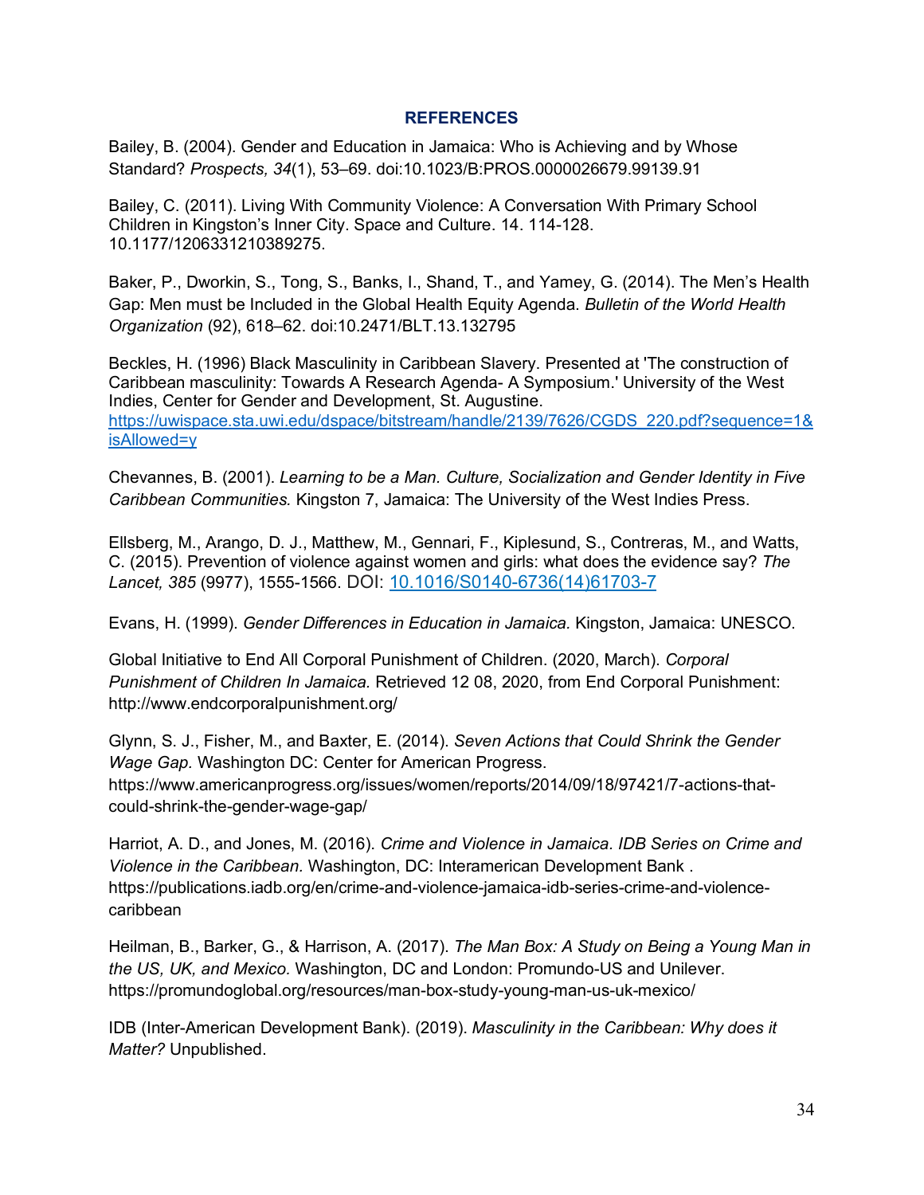## REFERENCES

Bailey, B. (2004). Gender and Education in Jamaica: Who is Achieving and by Whose Standard? *Prospects, 34*(1), 53–69. doi:10.1023/B:PROS.0000026679.99139.91

Bailey, C. (2011). Living With Community Violence: A Conversation With Primary School Children in Kingston's Inner City. Space and Culture. 14. 114-128. 10.1177/1206331210389275.

Baker, P., Dworkin, S., Tong, S., Banks, I., Shand, T., and Yamey, G. (2014). The Men's Health Gap: Men must be Included in the Global Health Equity Agenda. *Bulletin of the World Health Organization* (92), 618–62. doi:10.2471/BLT.13.132795

Beckles, H. (1996) Black Masculinity in Caribbean Slavery. Presented at 'The construction of Caribbean masculinity: Towards A Research Agenda- A Symposium.' University of the West Indies, Center for Gender and Development, St. Augustine. https://uwispace.sta.uwi.edu/dspace/bitstream/handle/2139/7626/CGDS_220.pdf?sequence=1&isAllowed=y

Chevannes, B. (2001). *Learning to be a Man. Culture, Socialization and Gender Identity in Five Caribbean Communities.* Kingston 7, Jamaica: The University of the West Indies Press.

Ellsberg, M., Arango, D. J., Matthew, M., Gennari, F., Kiplesund, S., Contreras, M., and Watts, C. (2015). Prevention of violence against women and girls: what does the evidence say? *The Lancet, 385* (9977), 1555-1566. DOI: 10.1016/S0140-6736(14)61703-7

Evans, H. (1999). *Gender Differences in Education in Jamaica.* Kingston, Jamaica: UNESCO.

Global Initiative to End All Corporal Punishment of Children. (2020, March). *Corporal Punishment of Children In Jamaica.* Retrieved 12 08, 2020, from End Corporal Punishment: http://www.endcorporalpunishment.org/

Glynn, S. J., Fisher, M., and Baxter, E. (2014). *Seven Actions that Could Shrink the Gender Wage Gap.* Washington DC: Center for American Progress. https://www.americanprogress.org/issues/women/reports/2014/09/18/97421/7-actions-that-could-shrink-the-gender-wage-gap/

Harriot, A. D., and Jones, M. (2016). *Crime and Violence in Jamaica. IDB Series on Crime and Violence in the Caribbean.* Washington, DC: Interamerican Development Bank . https://publications.iadb.org/en/crime-and-violence-jamaica-idb-series-crime-and-violence-caribbean

Heilman, B., Barker, G., & Harrison, A. (2017). *The Man Box: A Study on Being a Young Man in the US, UK, and Mexico.* Washington, DC and London: Promundo-US and Unilever. https://promundoglobal.org/resources/man-box-study-young-man-us-uk-mexico/

IDB (Inter-American Development Bank). (2019). *Masculinity in the Caribbean: Why does it Matter?* Unpublished.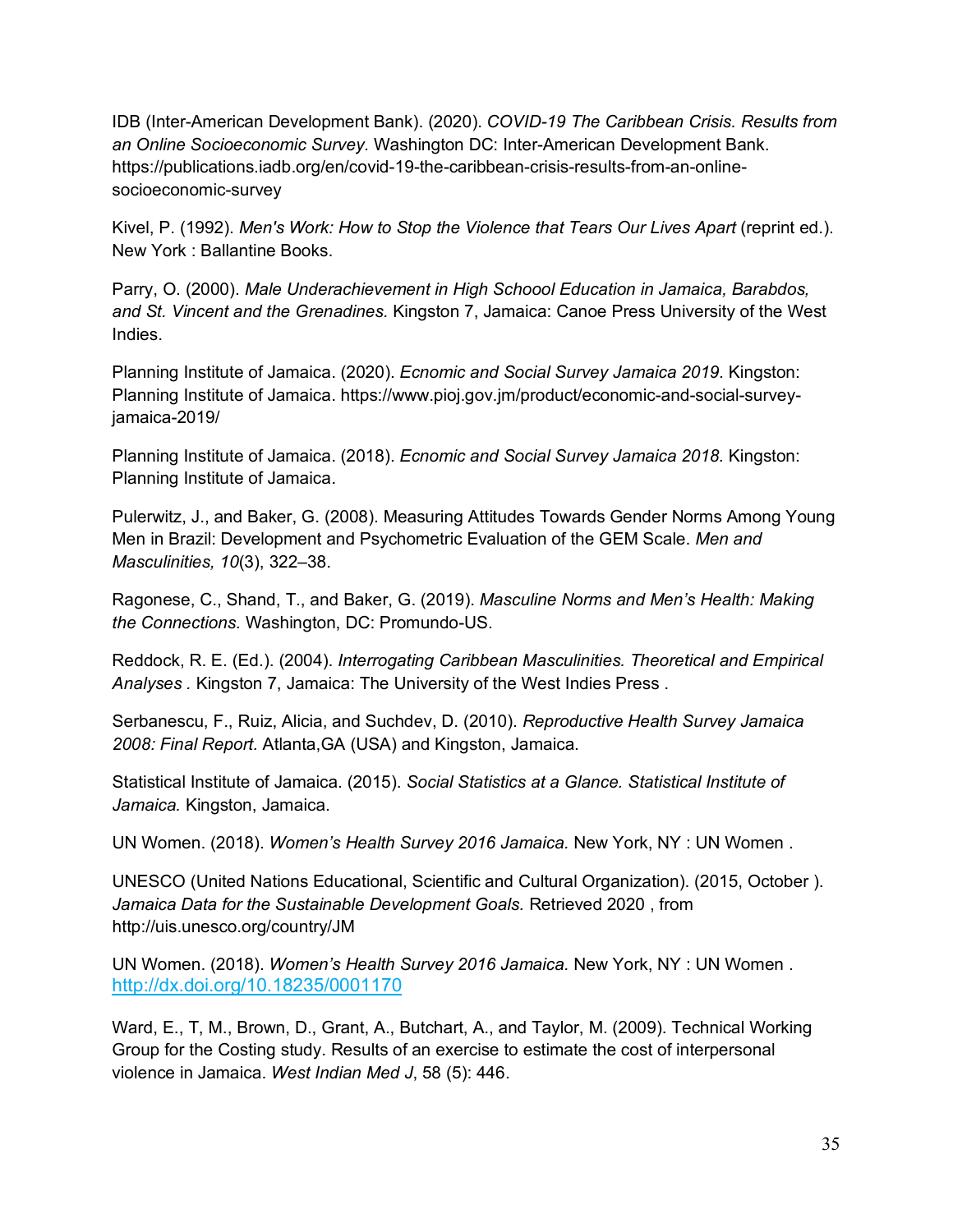IDB (Inter-American Development Bank). (2020). *COVID-19 The Caribbean Crisis. Results from an Online Socioeconomic Survey*. Washington DC: Inter-American Development Bank. https://publications.iadb.org/en/covid-19-the-caribbean-crisis-results-from-an-online-socioeconomic-survey

Kivel, P. (1992). *Men's Work: How to Stop the Violence that Tears Our Lives Apart* (reprint ed.). New York : Ballantine Books.

Parry, O. (2000). *Male Underachievement in High Schoool Education in Jamaica, Barabdos, and St. Vincent and the Grenadines*. Kingston 7, Jamaica: Canoe Press University of the West Indies.

Planning Institute of Jamaica. (2020). *Ecnomic and Social Survey Jamaica 2019*. Kingston: Planning Institute of Jamaica. https://www.pioj.gov.jm/product/economic-and-social-survey-jamaica-2019/

Planning Institute of Jamaica. (2018). *Ecnomic and Social Survey Jamaica 2018.* Kingston: Planning Institute of Jamaica.

Pulerwitz, J., and Baker, G. (2008). Measuring Attitudes Towards Gender Norms Among Young Men in Brazil: Development and Psychometric Evaluation of the GEM Scale. *Men and Masculinities, 10*(3), 322–38.

Ragonese, C., Shand, T., and Baker, G. (2019). *Masculine Norms and Men's Health: Making the Connections.* Washington, DC: Promundo-US.

Reddock, R. E. (Ed.). (2004). *Interrogating Caribbean Masculinities. Theoretical and Empirical Analyses .* Kingston 7, Jamaica: The University of the West Indies Press .

Serbanescu, F., Ruiz, Alicia, and Suchdev, D. (2010). *Reproductive Health Survey Jamaica 2008: Final Report.* Atlanta,GA (USA) and Kingston, Jamaica.

Statistical Institute of Jamaica. (2015). *Social Statistics at a Glance. Statistical Institute of Jamaica.* Kingston, Jamaica.

UN Women. (2018). *Women's Health Survey 2016 Jamaica.* New York, NY : UN Women .

UNESCO (United Nations Educational, Scientific and Cultural Organization). (2015, October ). *Jamaica Data for the Sustainable Development Goals.* Retrieved 2020 , from http://uis.unesco.org/country/JM

UN Women. (2018). *Women's Health Survey 2016 Jamaica.* New York, NY : UN Women . http://dx.doi.org/10.18235/0001170

Ward, E., T, M., Brown, D., Grant, A., Butchart, A., and Taylor, M. (2009). Technical Working Group for the Costing study. Results of an exercise to estimate the cost of interpersonal violence in Jamaica. *West Indian Med J*, 58 (5): 446.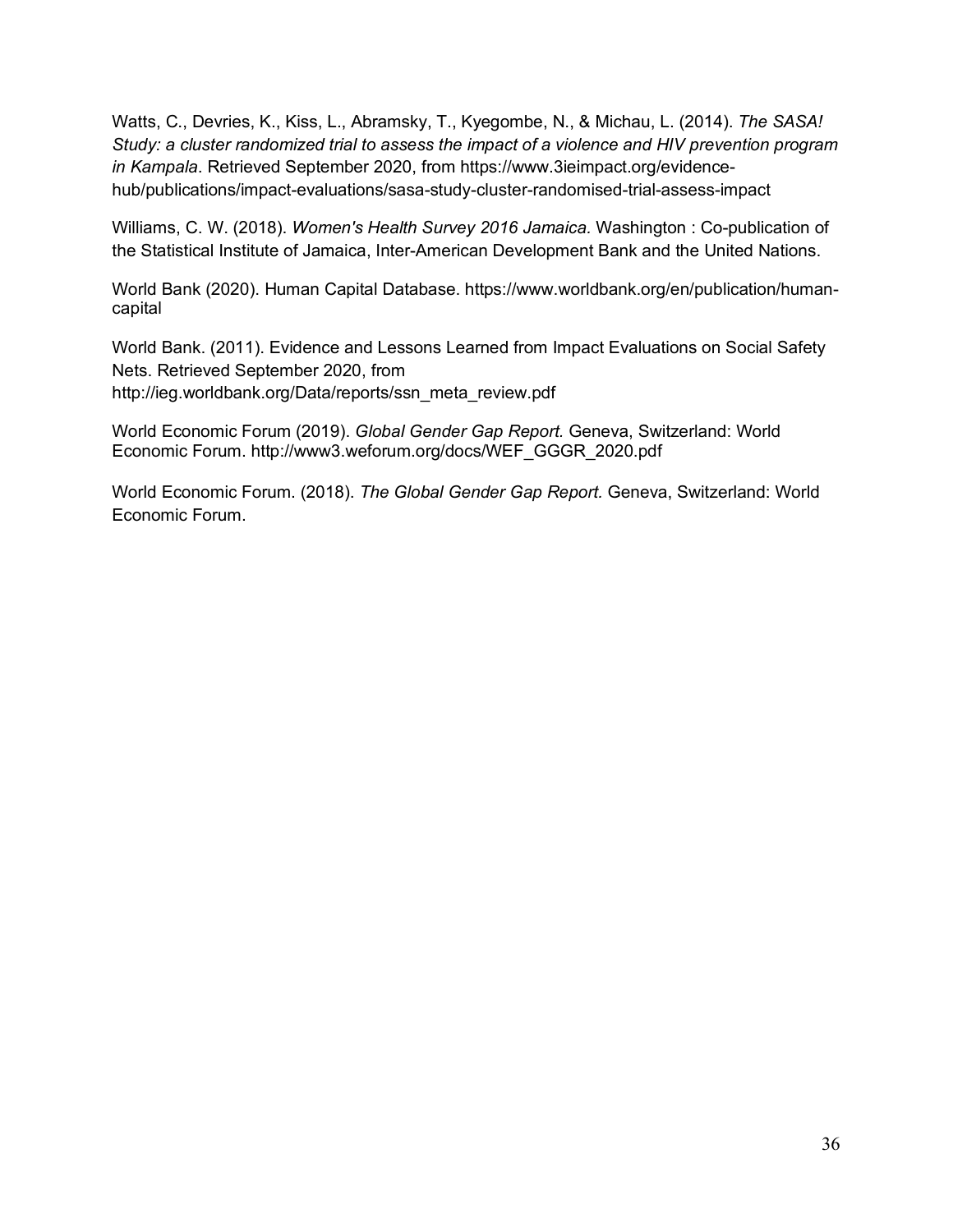Watts, C., Devries, K., Kiss, L., Abramsky, T., Kyegombe, N., & Michau, L. (2014). *The SASA! Study: a cluster randomized trial to assess the impact of a violence and HIV prevention program in Kampala*. Retrieved September 2020, from https://www.3ieimpact.org/evidence-hub/publications/impact-evaluations/sasa-study-cluster-randomised-trial-assess-impact

Williams, C. W. (2018). *Women's Health Survey 2016 Jamaica.* Washington : Co-publication of the Statistical Institute of Jamaica, Inter-American Development Bank and the United Nations.

World Bank (2020). Human Capital Database. https://www.worldbank.org/en/publication/human-capital

World Bank. (2011). Evidence and Lessons Learned from Impact Evaluations on Social Safety Nets. Retrieved September 2020, from http://ieg.worldbank.org/Data/reports/ssn_meta_review.pdf

World Economic Forum (2019). *Global Gender Gap Report.* Geneva, Switzerland: World Economic Forum. http://www3.weforum.org/docs/WEF_GGGR_2020.pdf

World Economic Forum. (2018). *The Global Gender Gap Report.* Geneva, Switzerland: World Economic Forum.